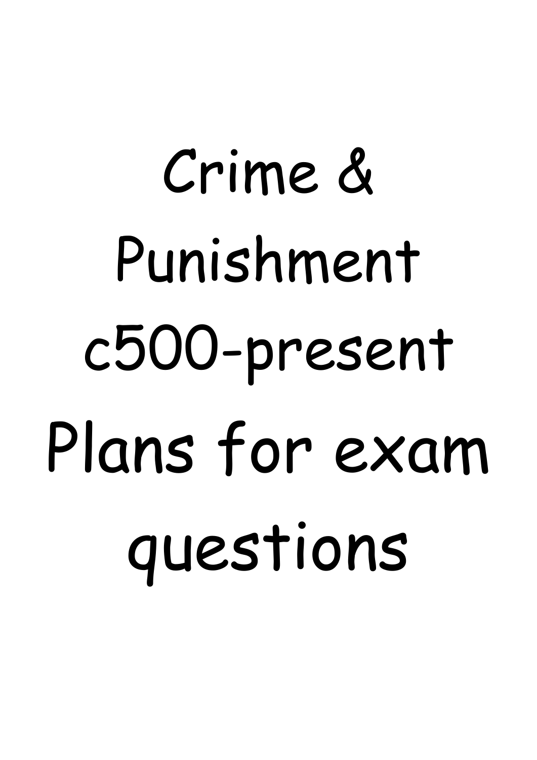# Crime & Punishment c500-present Plans for exam questions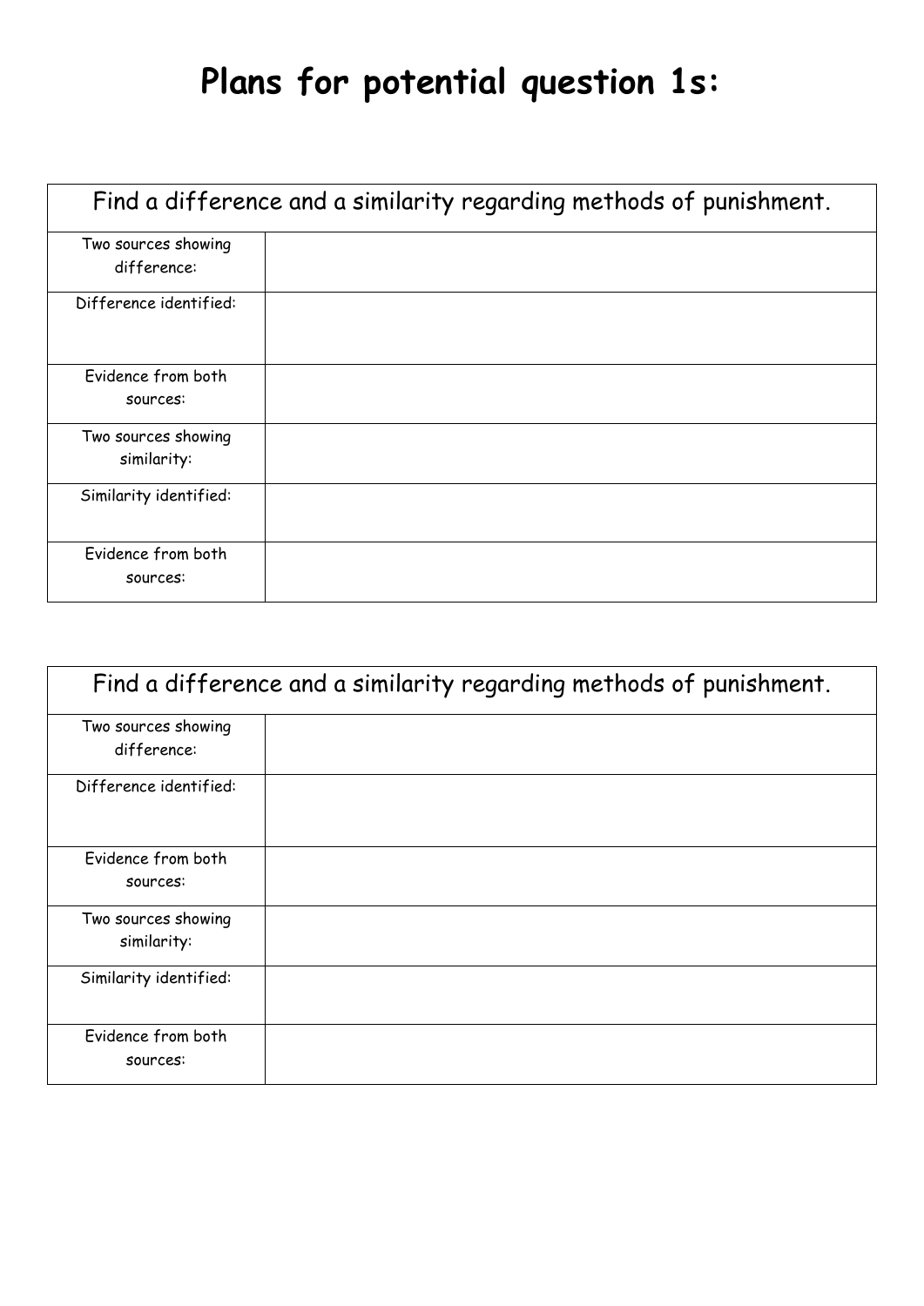# Plans for potential question 1s:

| Find a difference and a similarity regarding methods of punishment. | |
|---|---|
| Two sources showing difference: | |
| Difference identified: | |
| Evidence from both sources: | |
| Two sources showing similarity: | |
| Similarity identified: | |
| Evidence from both sources: | |

| Find a difference and a similarity regarding methods of punishment. | |
|---|---|
| Two sources showing difference: | |
| Difference identified: | |
| Evidence from both sources: | |
| Two sources showing similarity: | |
| Similarity identified: | |
| Evidence from both sources: | |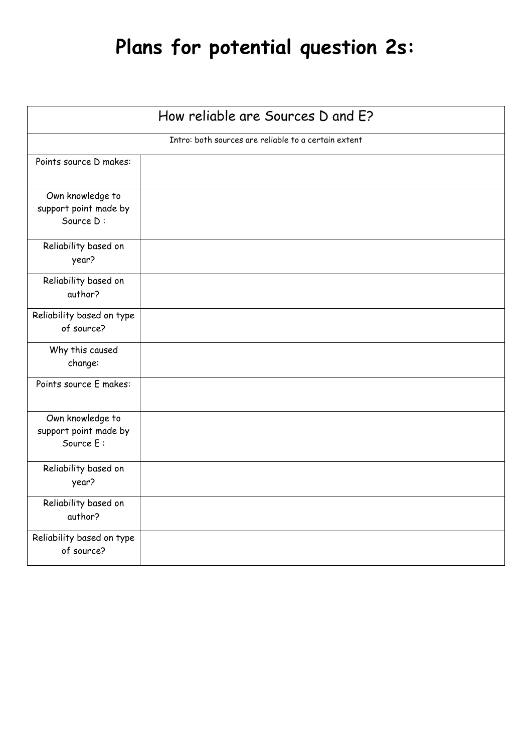# Plans for potential question 2s:

| How reliable are Sources D and E? | |
|---|---|
| Intro: both sources are reliable to a certain extent | |
| Points source D makes: | |
| Own knowledge to support point made by Source D : | |
| Reliability based on year? | |
| Reliability based on author? | |
| Reliability based on type of source? | |
| Why this caused change: | |
| Points source E makes: | |
| Own knowledge to support point made by Source E : | |
| Reliability based on year? | |
| Reliability based on author? | |
| Reliability based on type of source? | |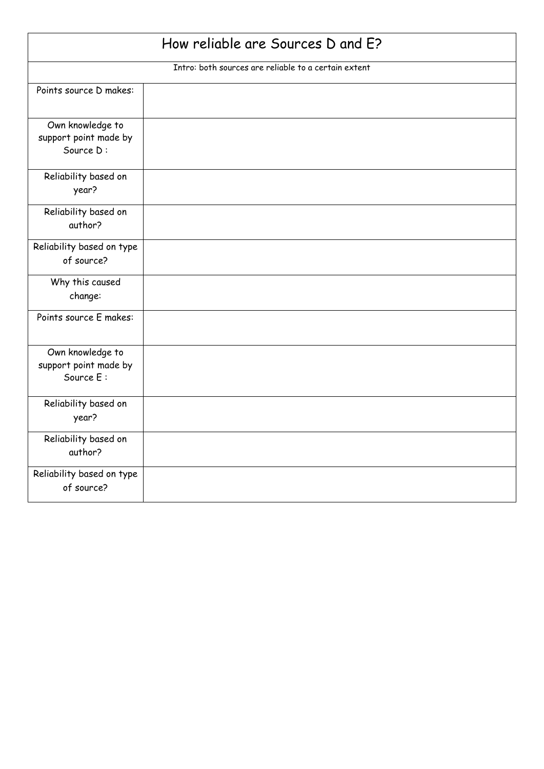# How reliable are Sources D and E?

Intro: both sources are reliable to a certain extent

| | |
|---|---|
| Points source D makes: | |
| Own knowledge to support point made by Source D : | |
| Reliability based on year? | |
| Reliability based on author? | |
| Reliability based on type of source? | |
| Why this caused change: | |
| Points source E makes: | |
| Own knowledge to support point made by Source E : | |
| Reliability based on year? | |
| Reliability based on author? | |
| Reliability based on type of source? | |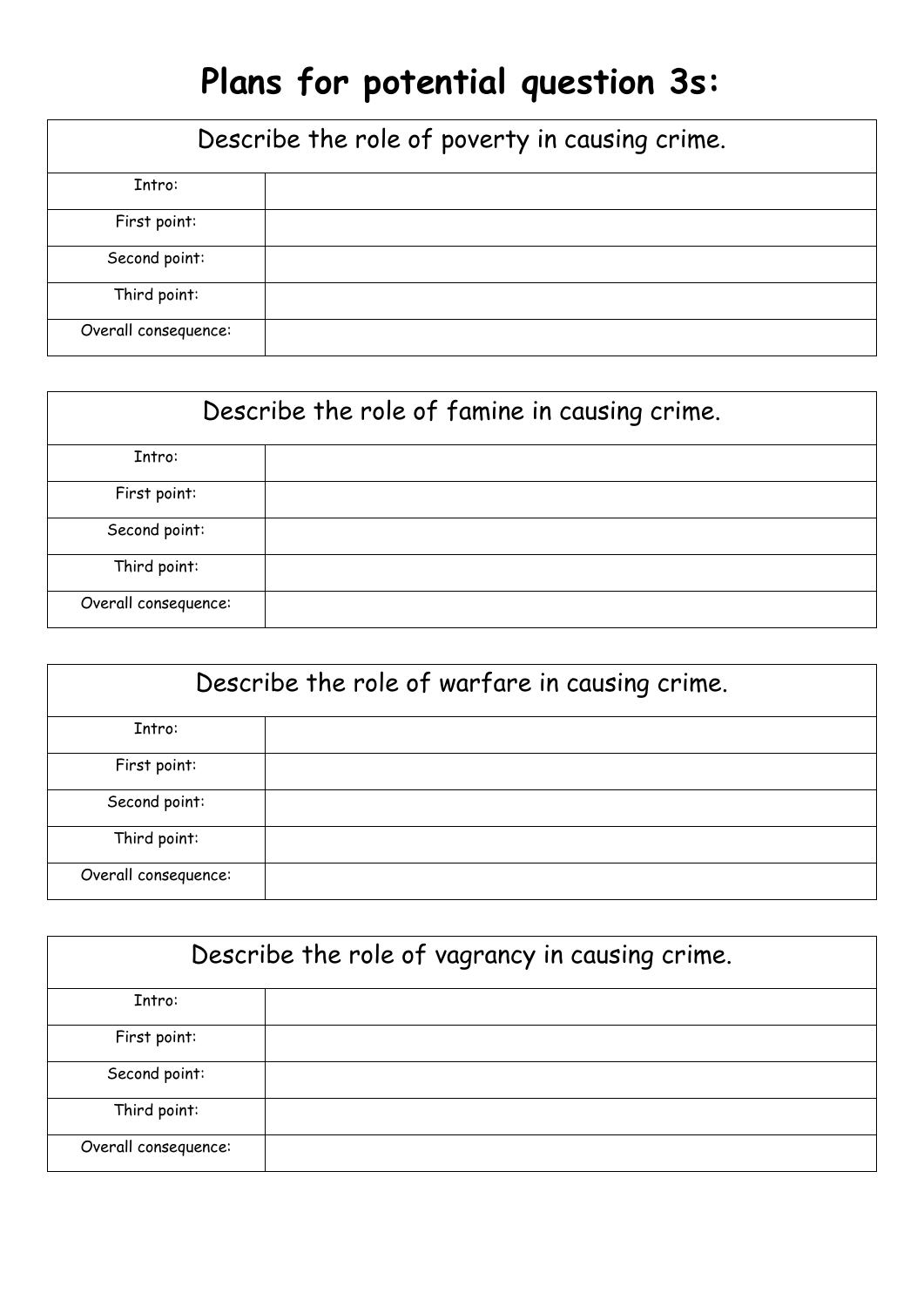# Plans for potential question 3s:

| Describe the role of poverty in causing crime. | |
|---|---|
| Intro: | |
| First point: | |
| Second point: | |
| Third point: | |
| Overall consequence: | |

| Describe the role of famine in causing crime. | |
|---|---|
| Intro: | |
| First point: | |
| Second point: | |
| Third point: | |
| Overall consequence: | |

| Describe the role of warfare in causing crime. | |
|---|---|
| Intro: | |
| First point: | |
| Second point: | |
| Third point: | |
| Overall consequence: | |

| Describe the role of vagrancy in causing crime. | |
|---|---|
| Intro: | |
| First point: | |
| Second point: | |
| Third point: | |
| Overall consequence: | |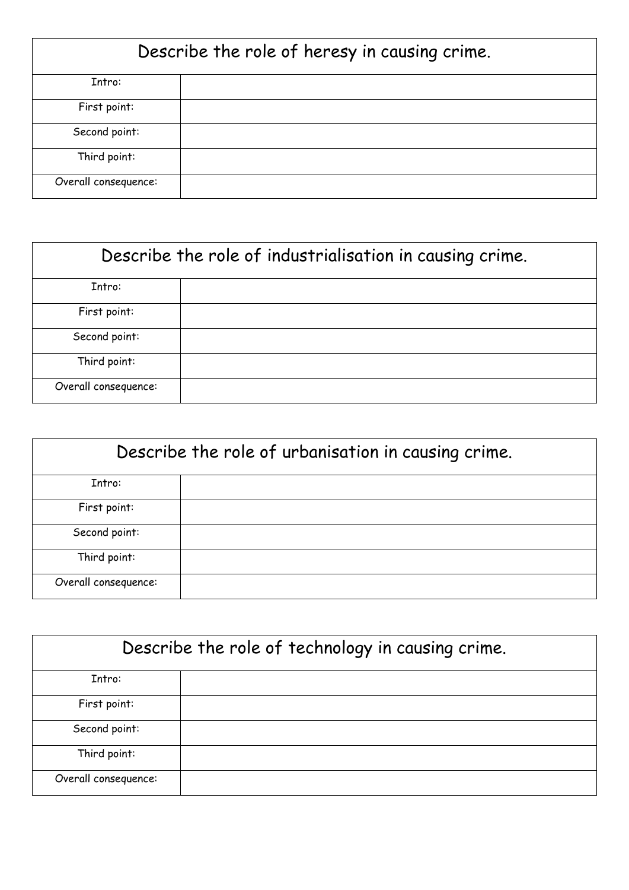| Describe the role of heresy in causing crime. | |
| --- | --- |
| Intro: | |
| First point: | |
| Second point: | |
| Third point: | |
| Overall consequence: | |

| Describe the role of industrialisation in causing crime. | |
| --- | --- |
| Intro: | |
| First point: | |
| Second point: | |
| Third point: | |
| Overall consequence: | |

| Describe the role of urbanisation in causing crime. | |
| --- | --- |
| Intro: | |
| First point: | |
| Second point: | |
| Third point: | |
| Overall consequence: | |

| Describe the role of technology in causing crime. | |
| --- | --- |
| Intro: | |
| First point: | |
| Second point: | |
| Third point: | |
| Overall consequence: | |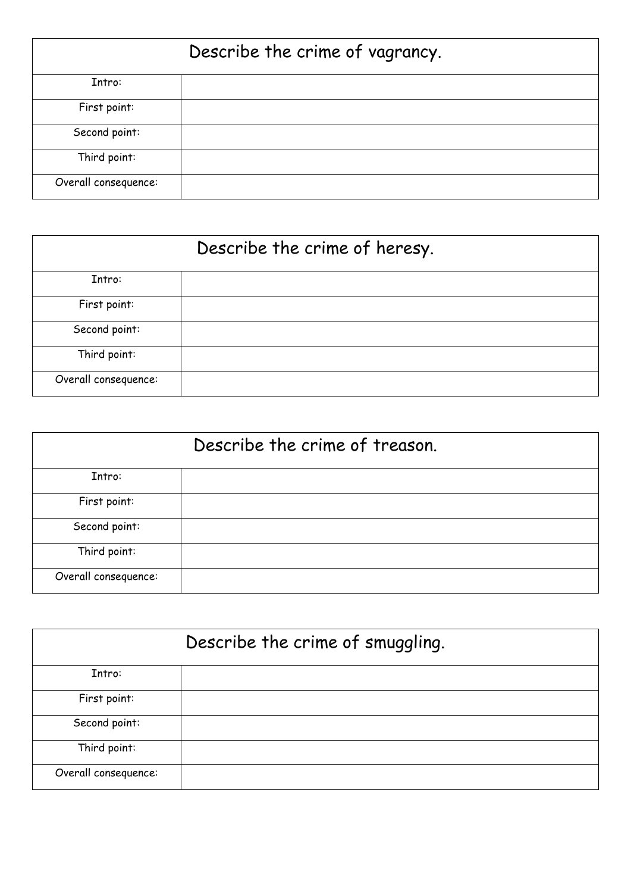| Describe the crime of vagrancy. | |
| --- | --- |
| Intro: | |
| First point: | |
| Second point: | |
| Third point: | |
| Overall consequence: | |

| Describe the crime of heresy. | |
| --- | --- |
| Intro: | |
| First point: | |
| Second point: | |
| Third point: | |
| Overall consequence: | |

| Describe the crime of treason. | |
| --- | --- |
| Intro: | |
| First point: | |
| Second point: | |
| Third point: | |
| Overall consequence: | |

| Describe the crime of smuggling. | |
| --- | --- |
| Intro: | |
| First point: | |
| Second point: | |
| Third point: | |
| Overall consequence: | |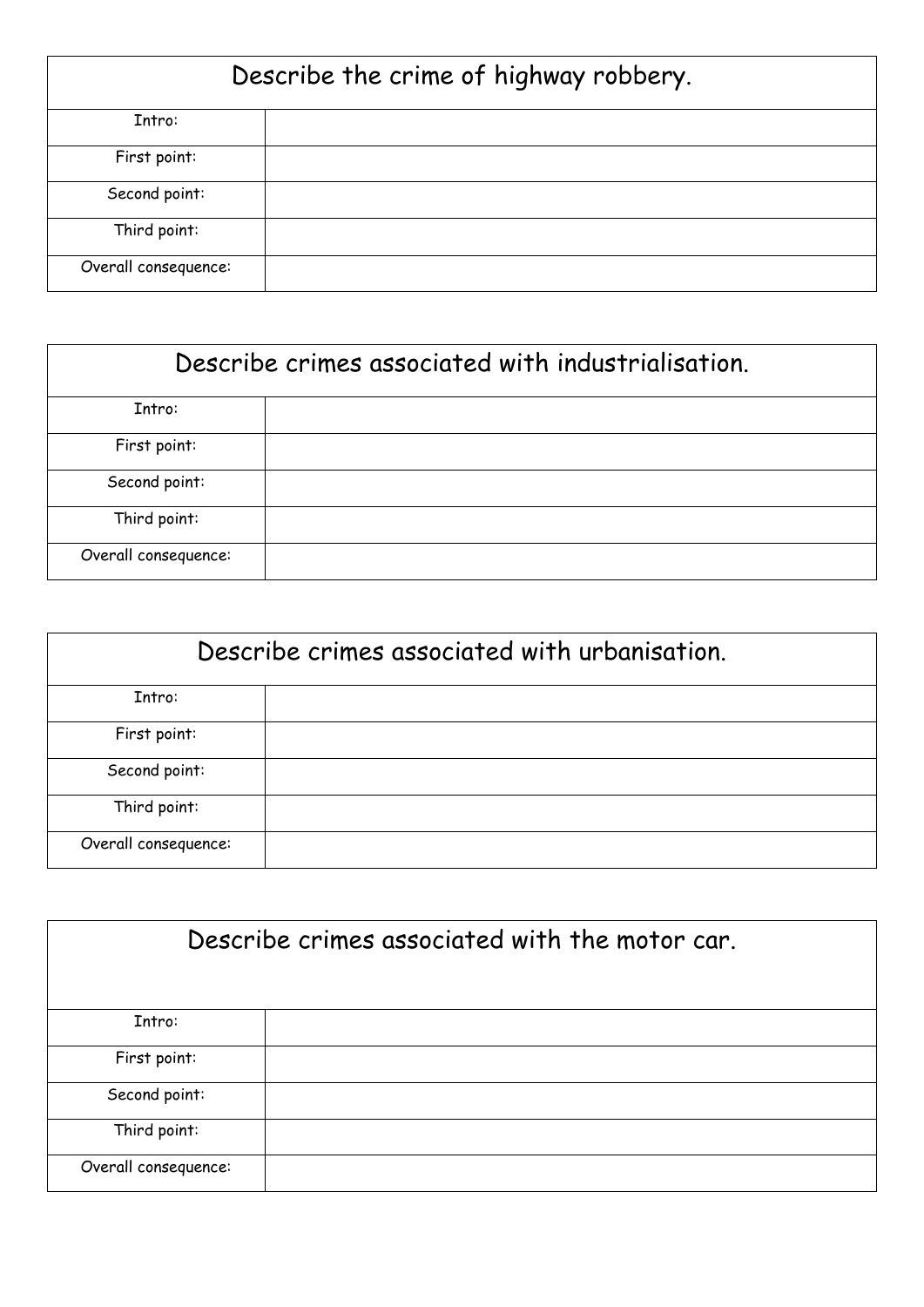| Describe the crime of highway robbery. | |
|---|---|
| Intro: | |
| First point: | |
| Second point: | |
| Third point: | |
| Overall consequence: | |

| Describe crimes associated with industrialisation. | |
|---|---|
| Intro: | |
| First point: | |
| Second point: | |
| Third point: | |
| Overall consequence: | |

| Describe crimes associated with urbanisation. | |
|---|---|
| Intro: | |
| First point: | |
| Second point: | |
| Third point: | |
| Overall consequence: | |

| Describe crimes associated with the motor car. | |
|---|---|
| Intro: | |
| First point: | |
| Second point: | |
| Third point: | |
| Overall consequence: | |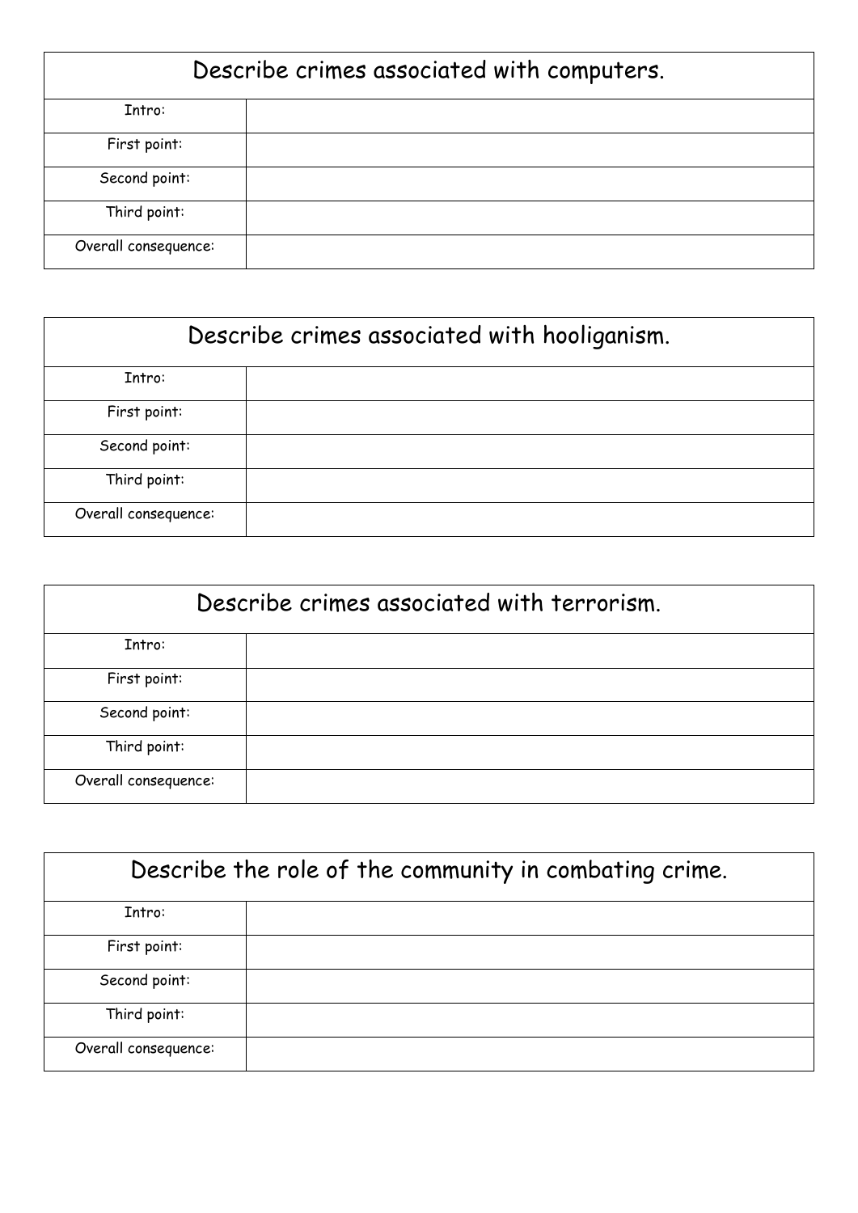| Describe crimes associated with computers. | |
|---|---|
| Intro: | |
| First point: | |
| Second point: | |
| Third point: | |
| Overall consequence: | |

| Describe crimes associated with hooliganism. | |
|---|---|
| Intro: | |
| First point: | |
| Second point: | |
| Third point: | |
| Overall consequence: | |

| Describe crimes associated with terrorism. | |
|---|---|
| Intro: | |
| First point: | |
| Second point: | |
| Third point: | |
| Overall consequence: | |

| Describe the role of the community in combating crime. | |
|---|---|
| Intro: | |
| First point: | |
| Second point: | |
| Third point: | |
| Overall consequence: | |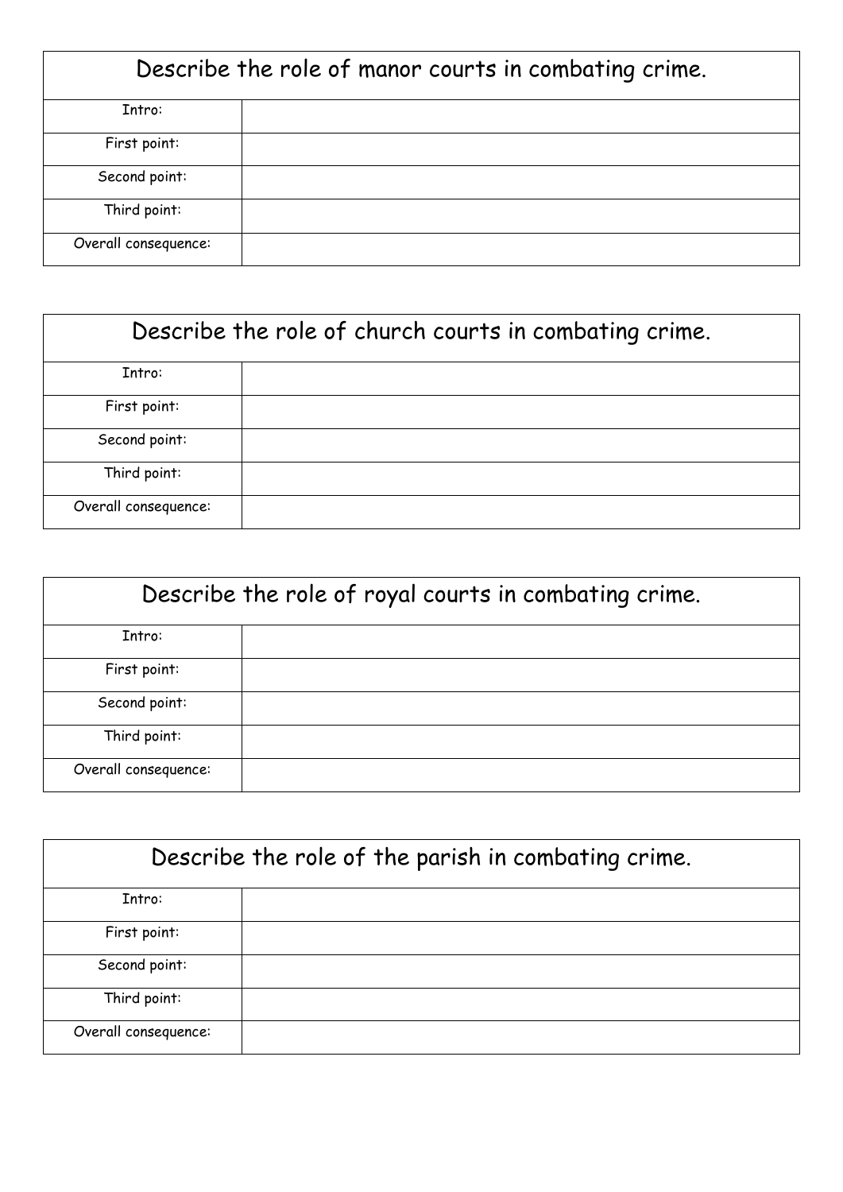| Describe the role of manor courts in combating crime. | |
|---|---|
| Intro: | |
| First point: | |
| Second point: | |
| Third point: | |
| Overall consequence: | |

| Describe the role of church courts in combating crime. | |
|---|---|
| Intro: | |
| First point: | |
| Second point: | |
| Third point: | |
| Overall consequence: | |

| Describe the role of royal courts in combating crime. | |
|---|---|
| Intro: | |
| First point: | |
| Second point: | |
| Third point: | |
| Overall consequence: | |

| Describe the role of the parish in combating crime. | |
|---|---|
| Intro: | |
| First point: | |
| Second point: | |
| Third point: | |
| Overall consequence: | |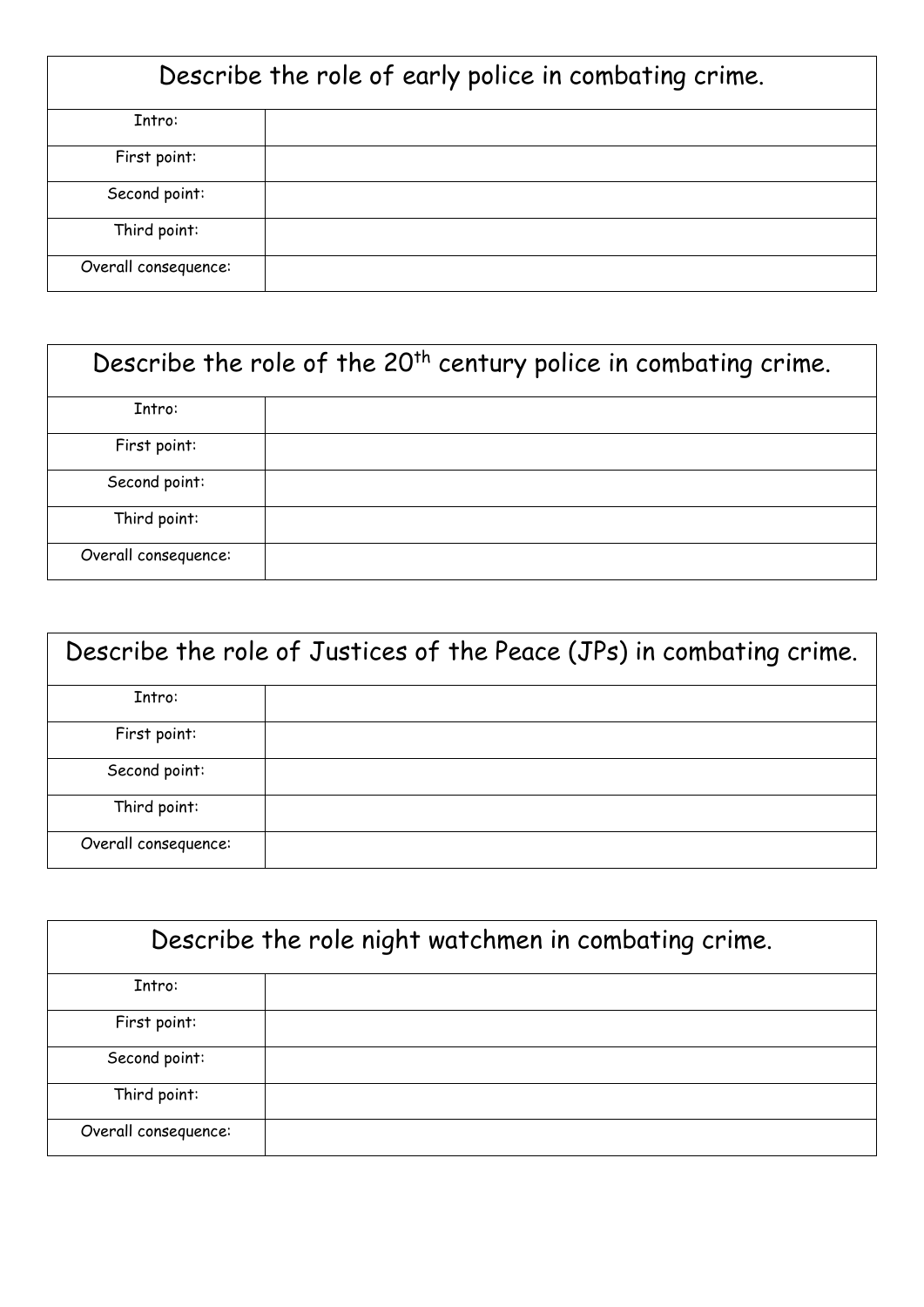| Describe the role of early police in combating crime. | |
|---|---|
| Intro: | |
| First point: | |
| Second point: | |
| Third point: | |
| Overall consequence: | |

| Describe the role of the 20th century police in combating crime. | |
|---|---|
| Intro: | |
| First point: | |
| Second point: | |
| Third point: | |
| Overall consequence: | |

| Describe the role of Justices of the Peace (JPs) in combating crime. | |
|---|---|
| Intro: | |
| First point: | |
| Second point: | |
| Third point: | |
| Overall consequence: | |

| Describe the role night watchmen in combating crime. | |
|---|---|
| Intro: | |
| First point: | |
| Second point: | |
| Third point: | |
| Overall consequence: | |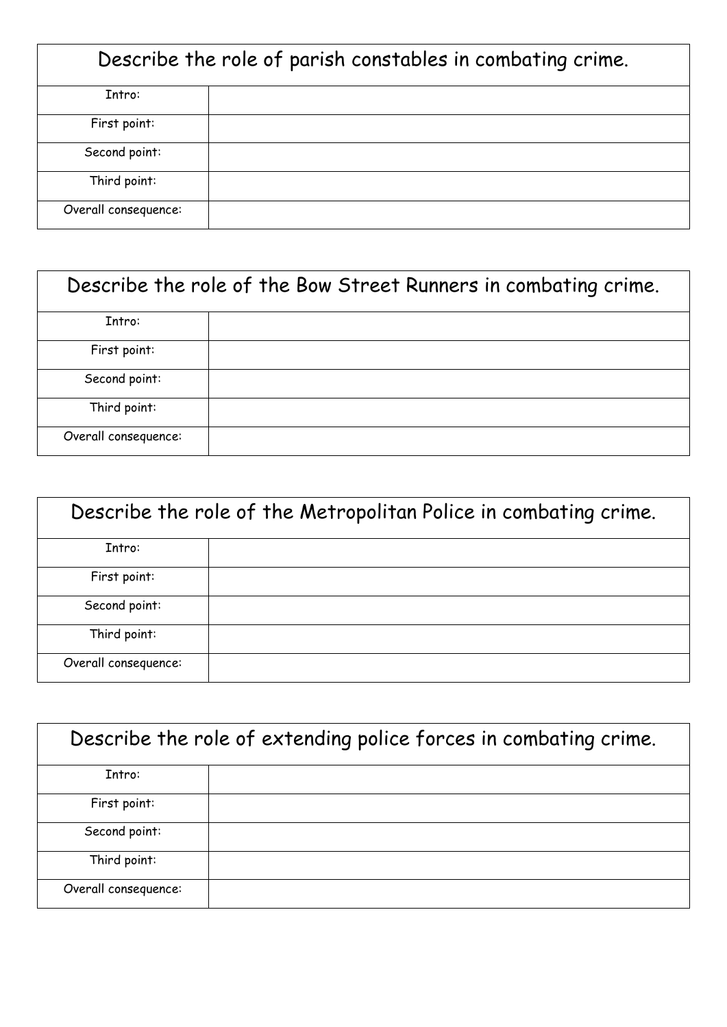| Describe the role of parish constables in combating crime. | |
|---|---|
| Intro: | |
| First point: | |
| Second point: | |
| Third point: | |
| Overall consequence: | |

| Describe the role of the Bow Street Runners in combating crime. | |
|---|---|
| Intro: | |
| First point: | |
| Second point: | |
| Third point: | |
| Overall consequence: | |

| Describe the role of the Metropolitan Police in combating crime. | |
|---|---|
| Intro: | |
| First point: | |
| Second point: | |
| Third point: | |
| Overall consequence: | |

| Describe the role of extending police forces in combating crime. | |
|---|---|
| Intro: | |
| First point: | |
| Second point: | |
| Third point: | |
| Overall consequence: | |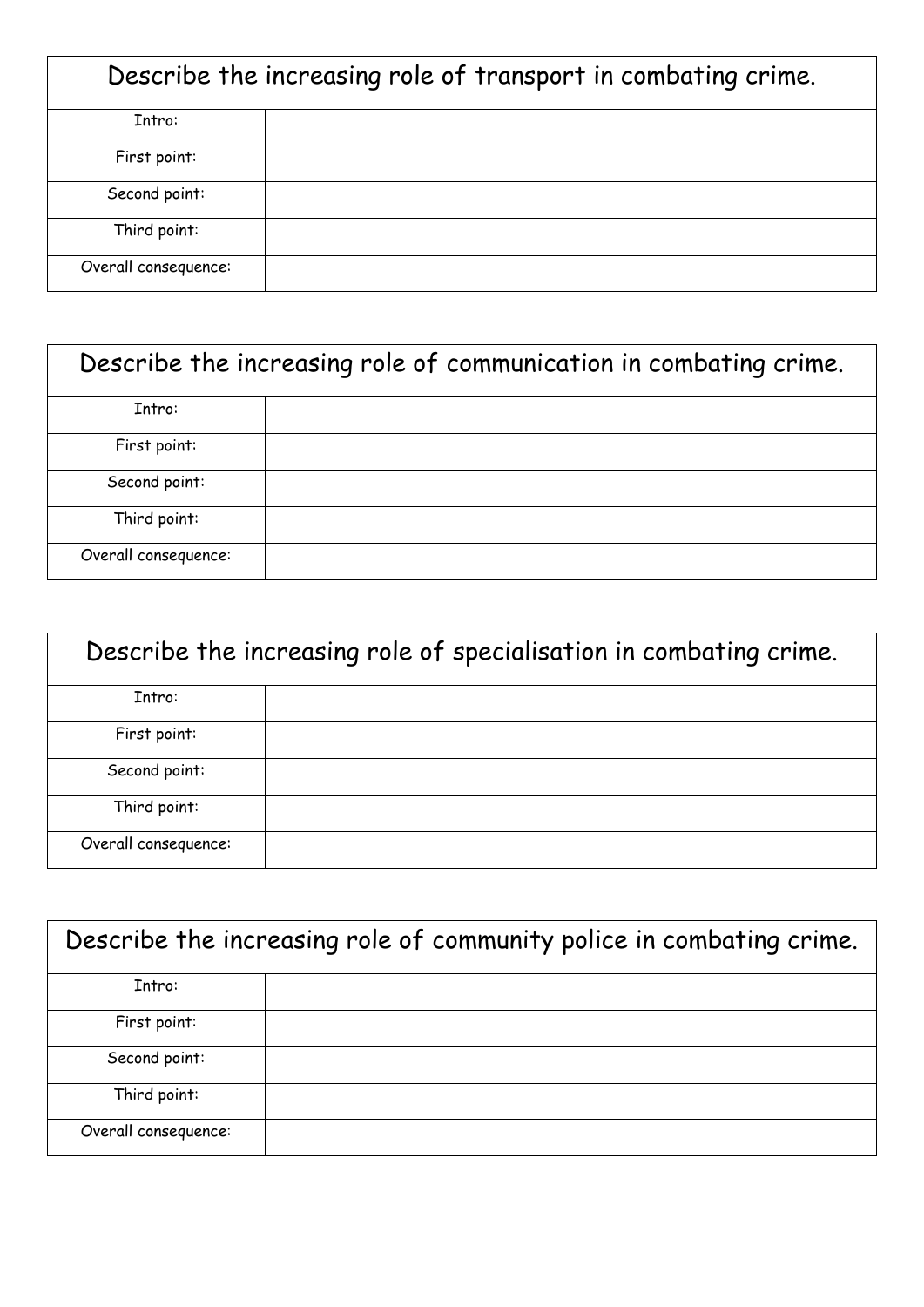| Describe the increasing role of transport in combating crime. | |
|---|---|
| Intro: | |
| First point: | |
| Second point: | |
| Third point: | |
| Overall consequence: | |

| Describe the increasing role of communication in combating crime. | |
|---|---|
| Intro: | |
| First point: | |
| Second point: | |
| Third point: | |
| Overall consequence: | |

| Describe the increasing role of specialisation in combating crime. | |
|---|---|
| Intro: | |
| First point: | |
| Second point: | |
| Third point: | |
| Overall consequence: | |

| Describe the increasing role of community police in combating crime. | |
|---|---|
| Intro: | |
| First point: | |
| Second point: | |
| Third point: | |
| Overall consequence: | |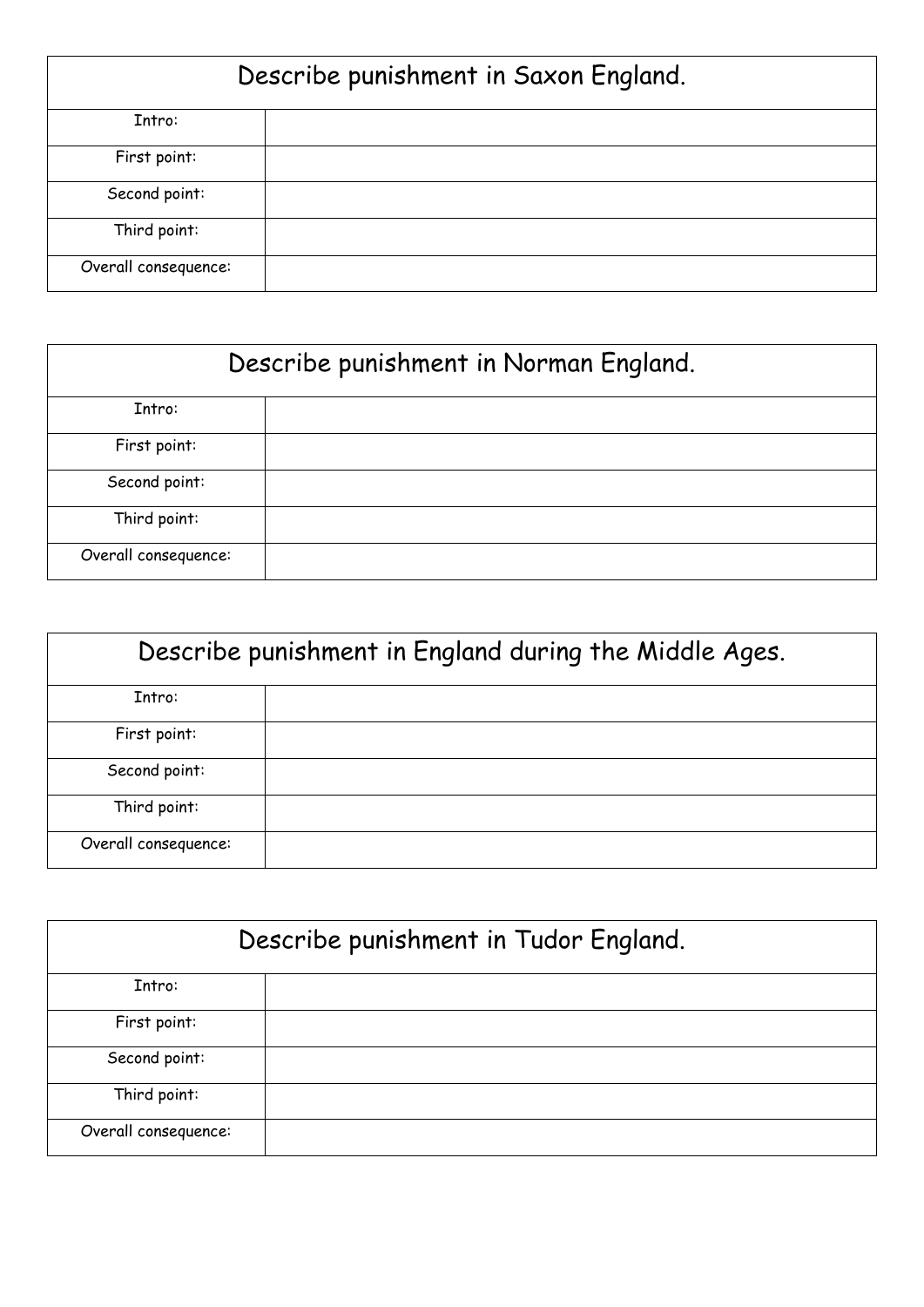| Describe punishment in Saxon England. | |
|---|---|
| Intro: | |
| First point: | |
| Second point: | |
| Third point: | |
| Overall consequence: | |

| Describe punishment in Norman England. | |
|---|---|
| Intro: | |
| First point: | |
| Second point: | |
| Third point: | |
| Overall consequence: | |

| Describe punishment in England during the Middle Ages. | |
|---|---|
| Intro: | |
| First point: | |
| Second point: | |
| Third point: | |
| Overall consequence: | |

| Describe punishment in Tudor England. | |
|---|---|
| Intro: | |
| First point: | |
| Second point: | |
| Third point: | |
| Overall consequence: | |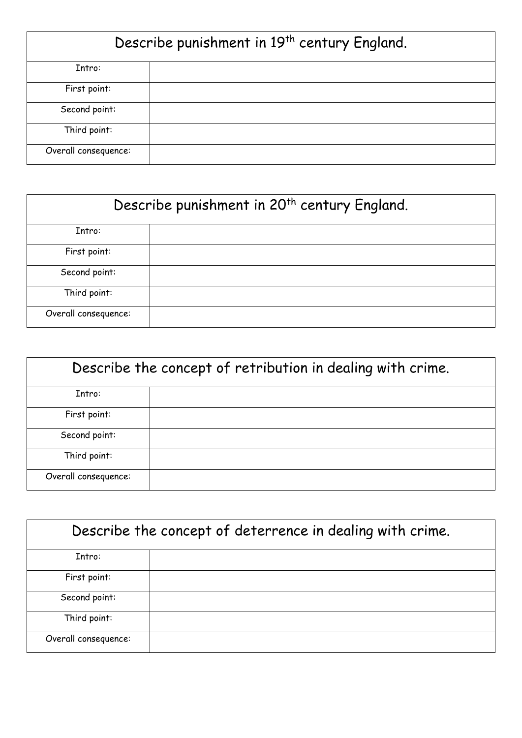| Describe punishment in 19th century England. | |
|---|---|
| Intro: | |
| First point: | |
| Second point: | |
| Third point: | |
| Overall consequence: | |

| Describe punishment in 20th century England. | |
|---|---|
| Intro: | |
| First point: | |
| Second point: | |
| Third point: | |
| Overall consequence: | |

| Describe the concept of retribution in dealing with crime. | |
|---|---|
| Intro: | |
| First point: | |
| Second point: | |
| Third point: | |
| Overall consequence: | |

| Describe the concept of deterrence in dealing with crime. | |
|---|---|
| Intro: | |
| First point: | |
| Second point: | |
| Third point: | |
| Overall consequence: | |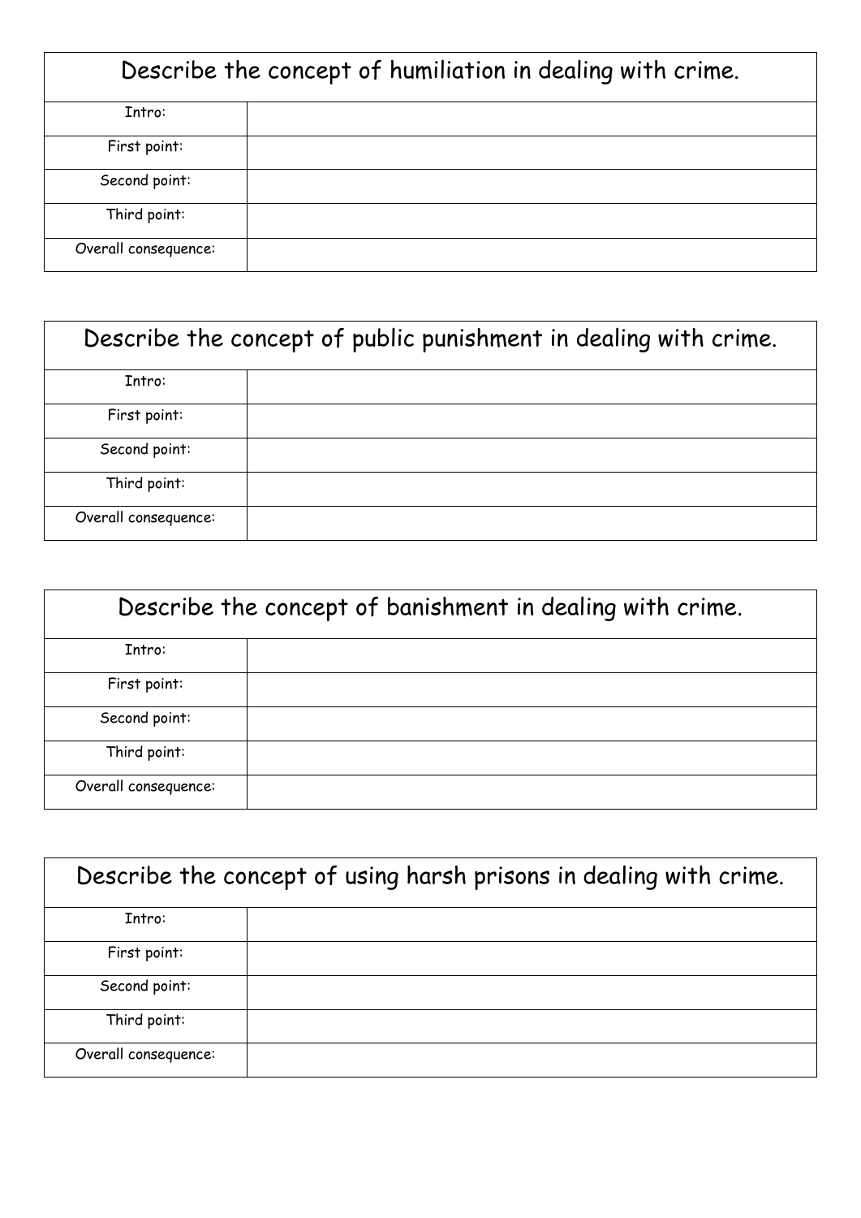| Describe the concept of humiliation in dealing with crime. | |
|---|---|
| Intro: | |
| First point: | |
| Second point: | |
| Third point: | |
| Overall consequence: | |

| Describe the concept of public punishment in dealing with crime. | |
|---|---|
| Intro: | |
| First point: | |
| Second point: | |
| Third point: | |
| Overall consequence: | |

| Describe the concept of banishment in dealing with crime. | |
|---|---|
| Intro: | |
| First point: | |
| Second point: | |
| Third point: | |
| Overall consequence: | |

| Describe the concept of using harsh prisons in dealing with crime. | |
|---|---|
| Intro: | |
| First point: | |
| Second point: | |
| Third point: | |
| Overall consequence: | |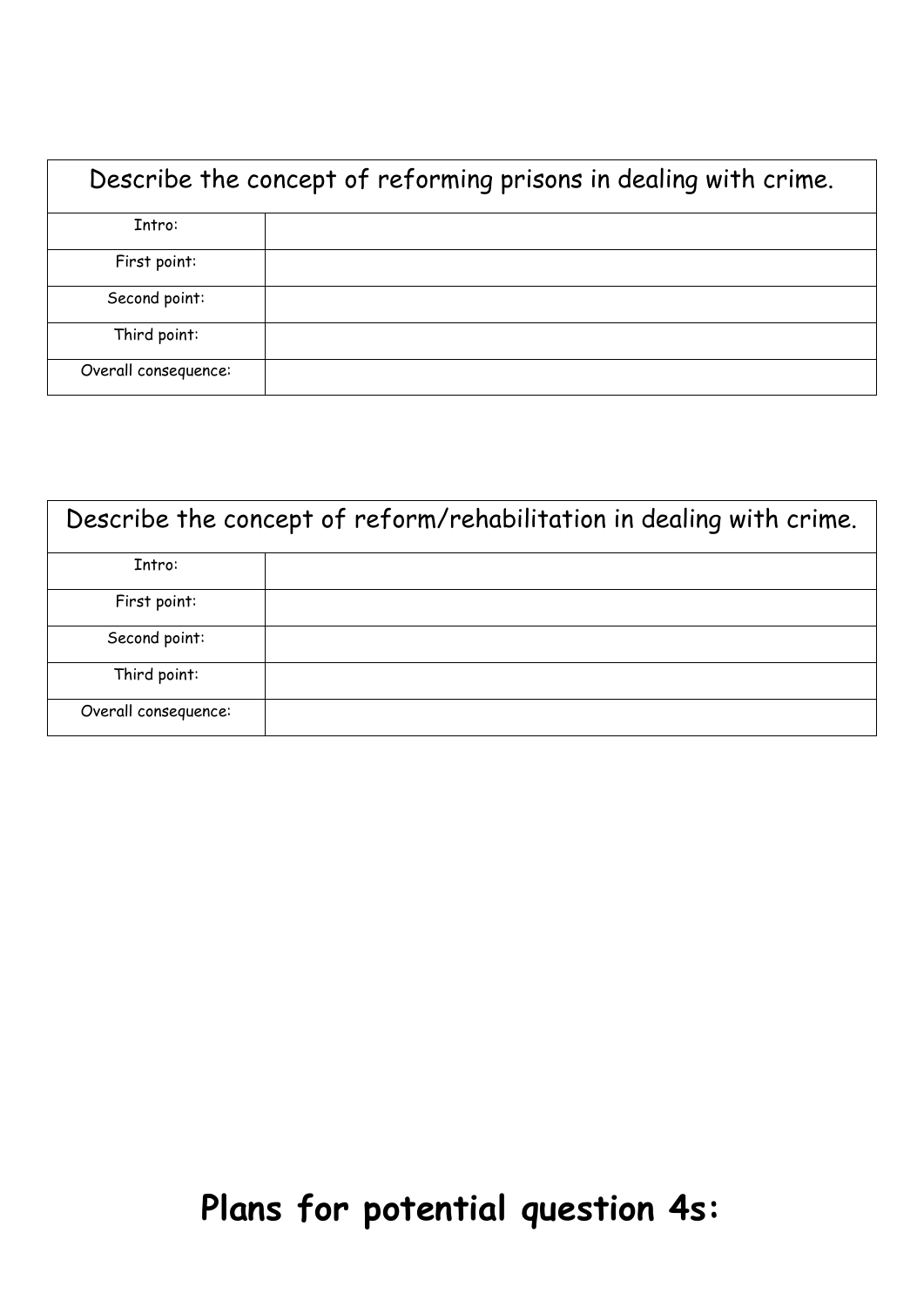| Describe the concept of reforming prisons in dealing with crime. | |
|---|---|
| Intro: | |
| First point: | |
| Second point: | |
| Third point: | |
| Overall consequence: | |

| Describe the concept of reform/rehabilitation in dealing with crime. | |
|---|---|
| Intro: | |
| First point: | |
| Second point: | |
| Third point: | |
| Overall consequence: | |

# Plans for potential question 4s: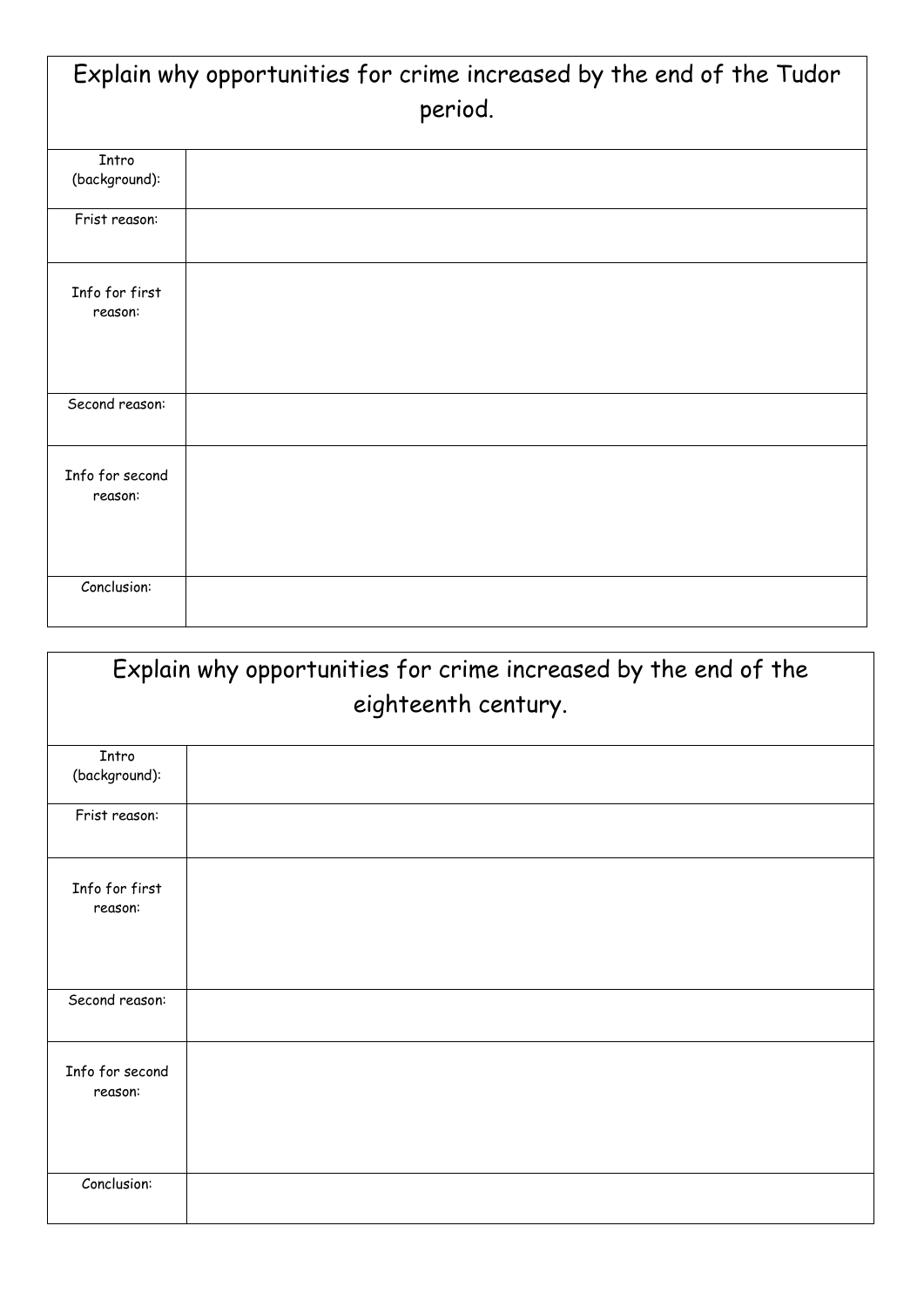| Explain why opportunities for crime increased by the end of the Tudor period. | |
|---|---|
| Intro (background): | |
| Frist reason: | |
| Info for first reason: | |
| Second reason: | |
| Info for second reason: | |
| Conclusion: | |

| Explain why opportunities for crime increased by the end of the eighteenth century. | |
|---|---|
| Intro (background): | |
| Frist reason: | |
| Info for first reason: | |
| Second reason: | |
| Info for second reason: | |
| Conclusion: | |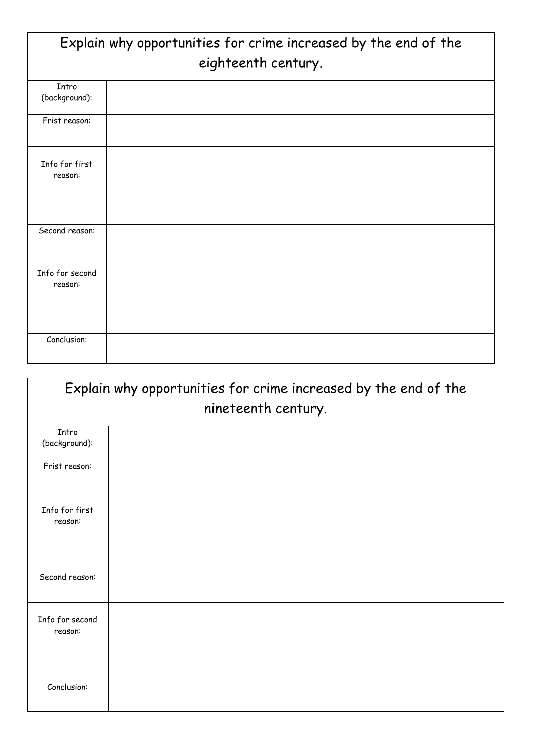| Explain why opportunities for crime increased by the end of the eighteenth century. | |
|---|---|
| Intro (background): | |
| Frist reason: | |
| Info for first reason: | |
| Second reason: | |
| Info for second reason: | |
| Conclusion: | |

| Explain why opportunities for crime increased by the end of the nineteenth century. | |
|---|---|
| Intro (background): | |
| Frist reason: | |
| Info for first reason: | |
| Second reason: | |
| Info for second reason: | |
| Conclusion: | |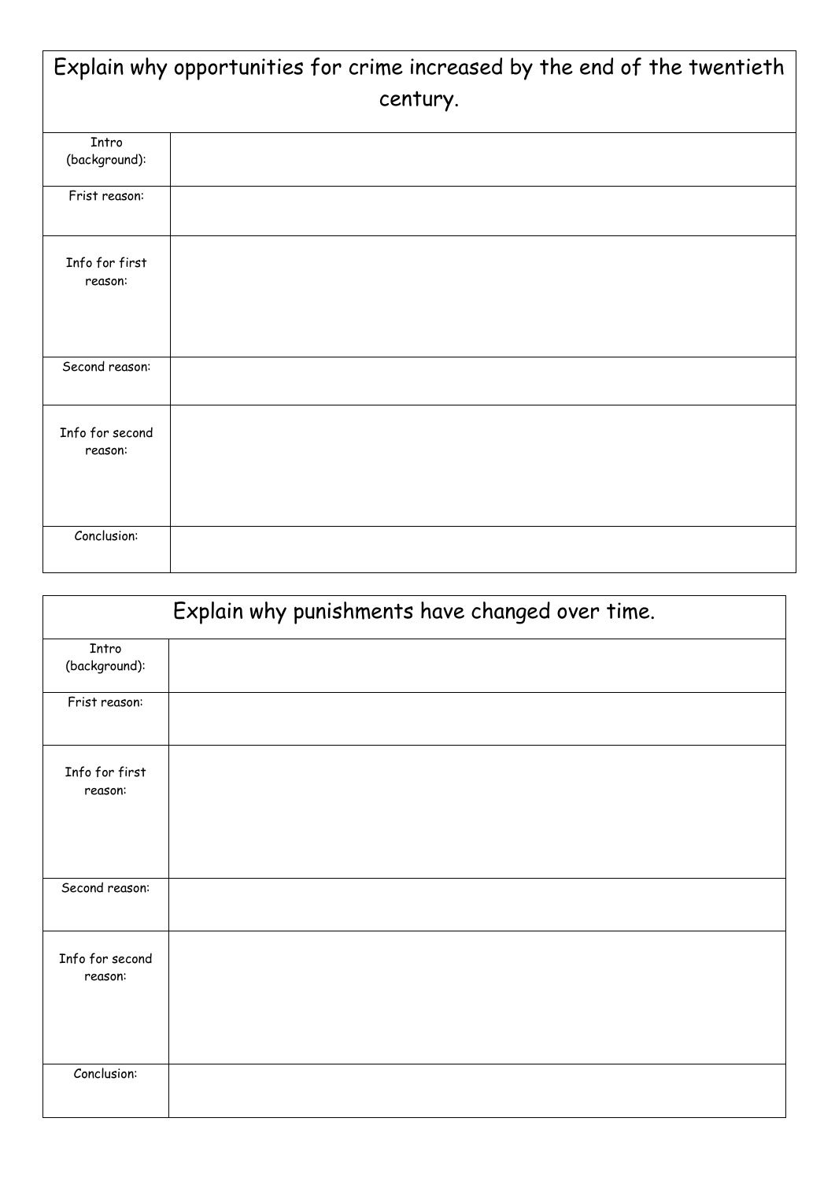| Explain why opportunities for crime increased by the end of the twentieth century. | |
|---|---|
| Intro (background): | |
| Frist reason: | |
| Info for first reason: | |
| Second reason: | |
| Info for second reason: | |
| Conclusion: | |

| Explain why punishments have changed over time. | |
|---|---|
| Intro (background): | |
| Frist reason: | |
| Info for first reason: | |
| Second reason: | |
| Info for second reason: | |
| Conclusion: | |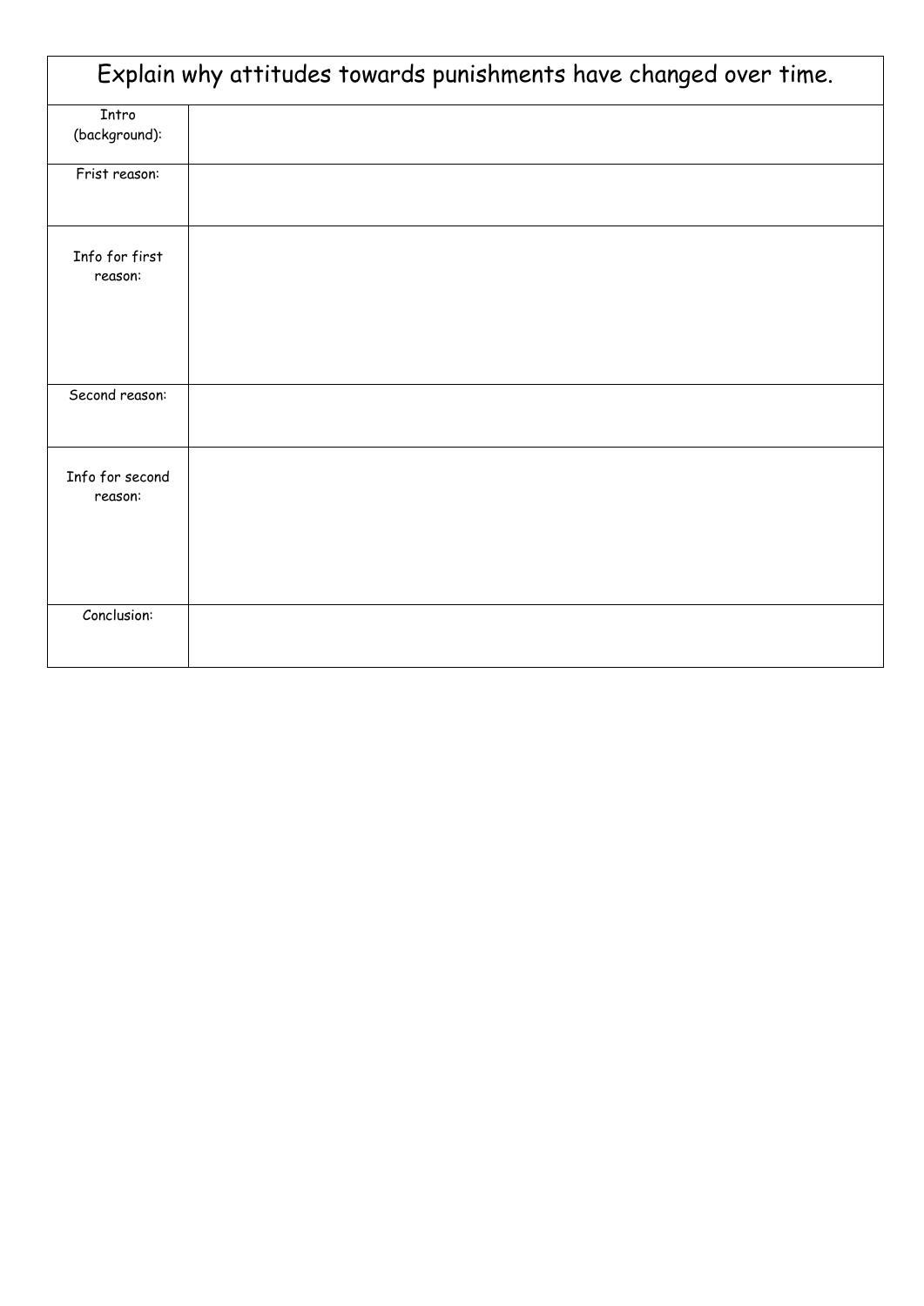| Explain why attitudes towards punishments have changed over time. | |
|---|---|
| Intro (background): | |
| Frist reason: | |
| Info for first reason: | |
| Second reason: | |
| Info for second reason: | |
| Conclusion: | |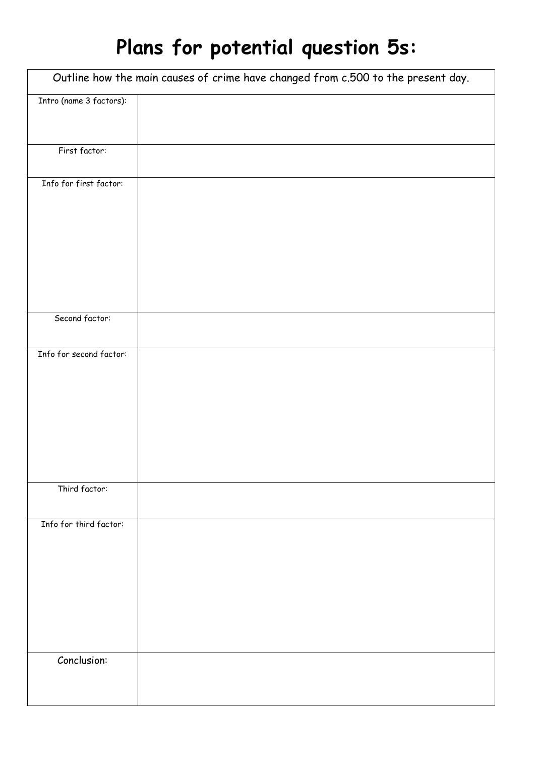# Plans for potential question 5s:

| Outline how the main causes of crime have changed from c.500 to the present day. | |
|---|---|
| Intro (name 3 factors): | |
| First factor: | |
| Info for first factor: | |
| Second factor: | |
| Info for second factor: | |
| Third factor: | |
| Info for third factor: | |
| Conclusion: | |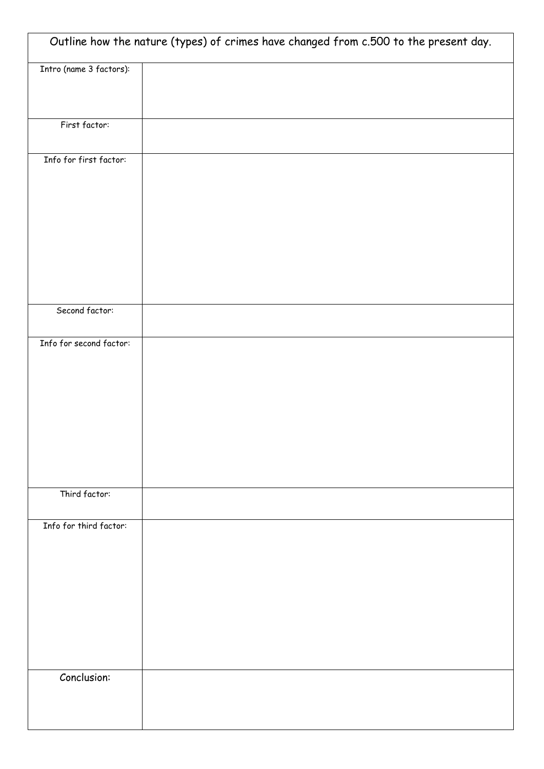| Outline how the nature (types) of crimes have changed from c.500 to the present day. | |
|---|---|
| Intro (name 3 factors): | |
| First factor: | |
| Info for first factor: | |
| Second factor: | |
| Info for second factor: | |
| Third factor: | |
| Info for third factor: | |
| Conclusion: | |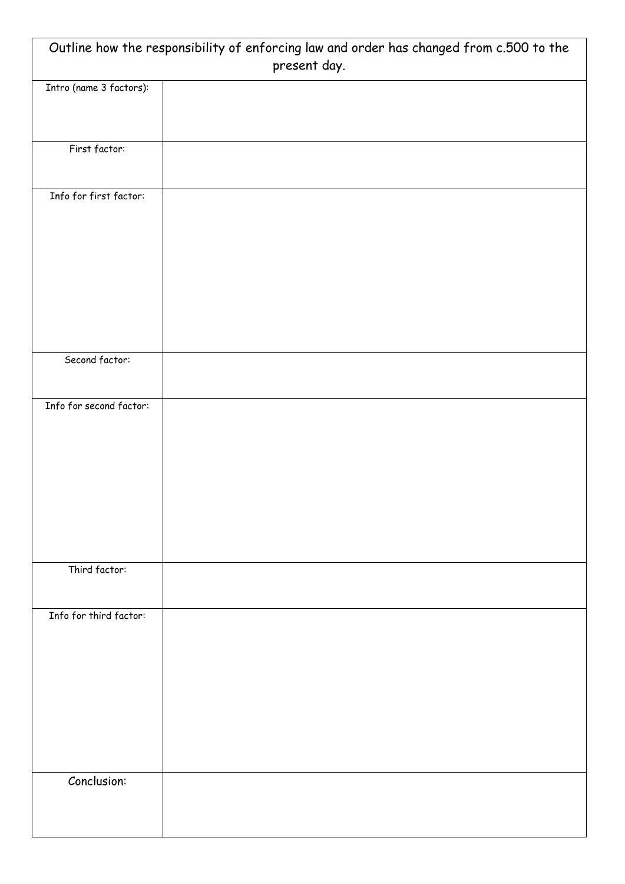| Outline how the responsibility of enforcing law and order has changed from c.500 to the present day. | |
|---|---|
| Intro (name 3 factors): | |
| First factor: | |
| Info for first factor: | |
| Second factor: | |
| Info for second factor: | |
| Third factor: | |
| Info for third factor: | |
| Conclusion: | |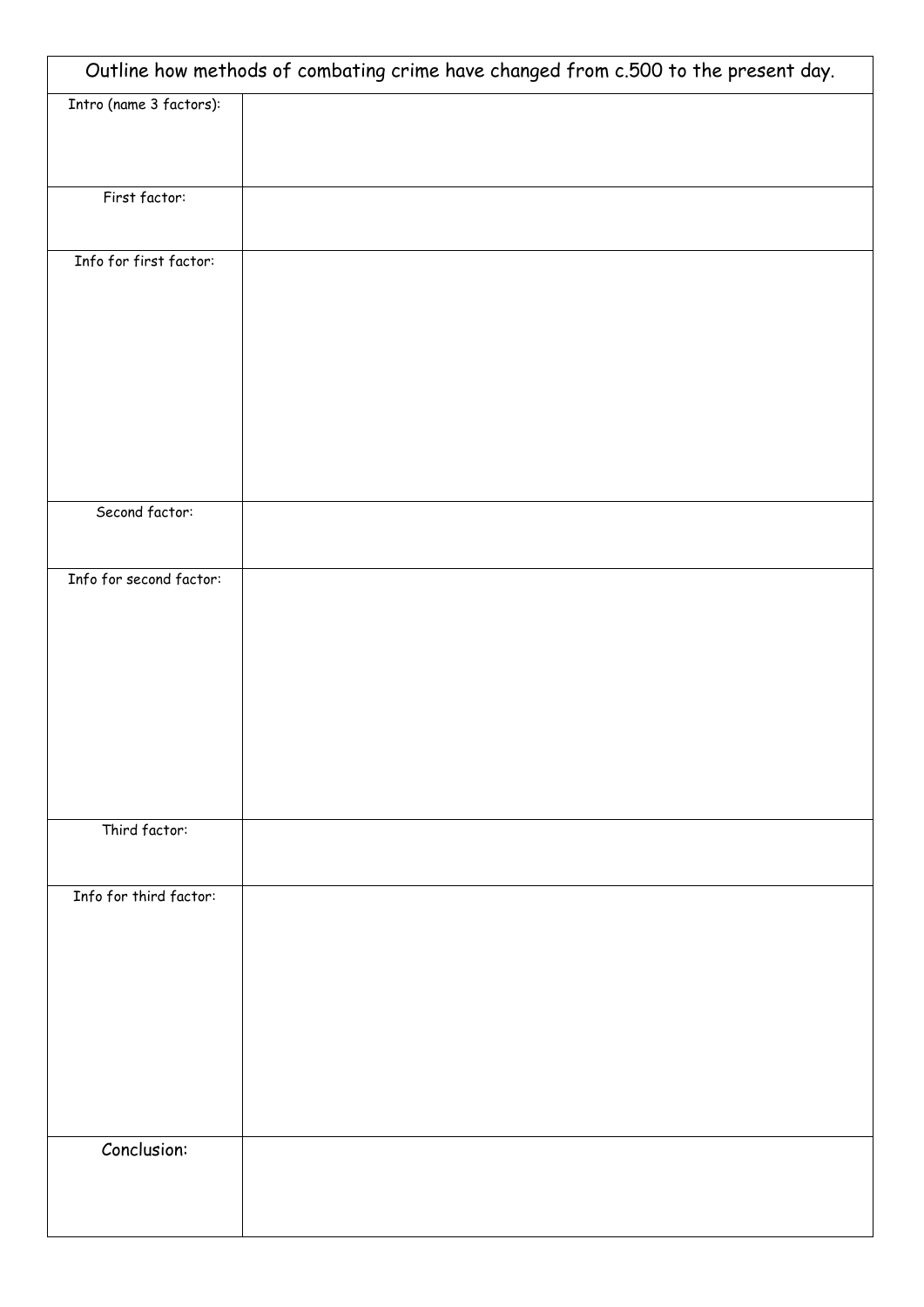| Outline how methods of combating crime have changed from c.500 to the present day. | |
|---|---|
| Intro (name 3 factors): | |
| First factor: | |
| Info for first factor: | |
| Second factor: | |
| Info for second factor: | |
| Third factor: | |
| Info for third factor: | |
| Conclusion: | |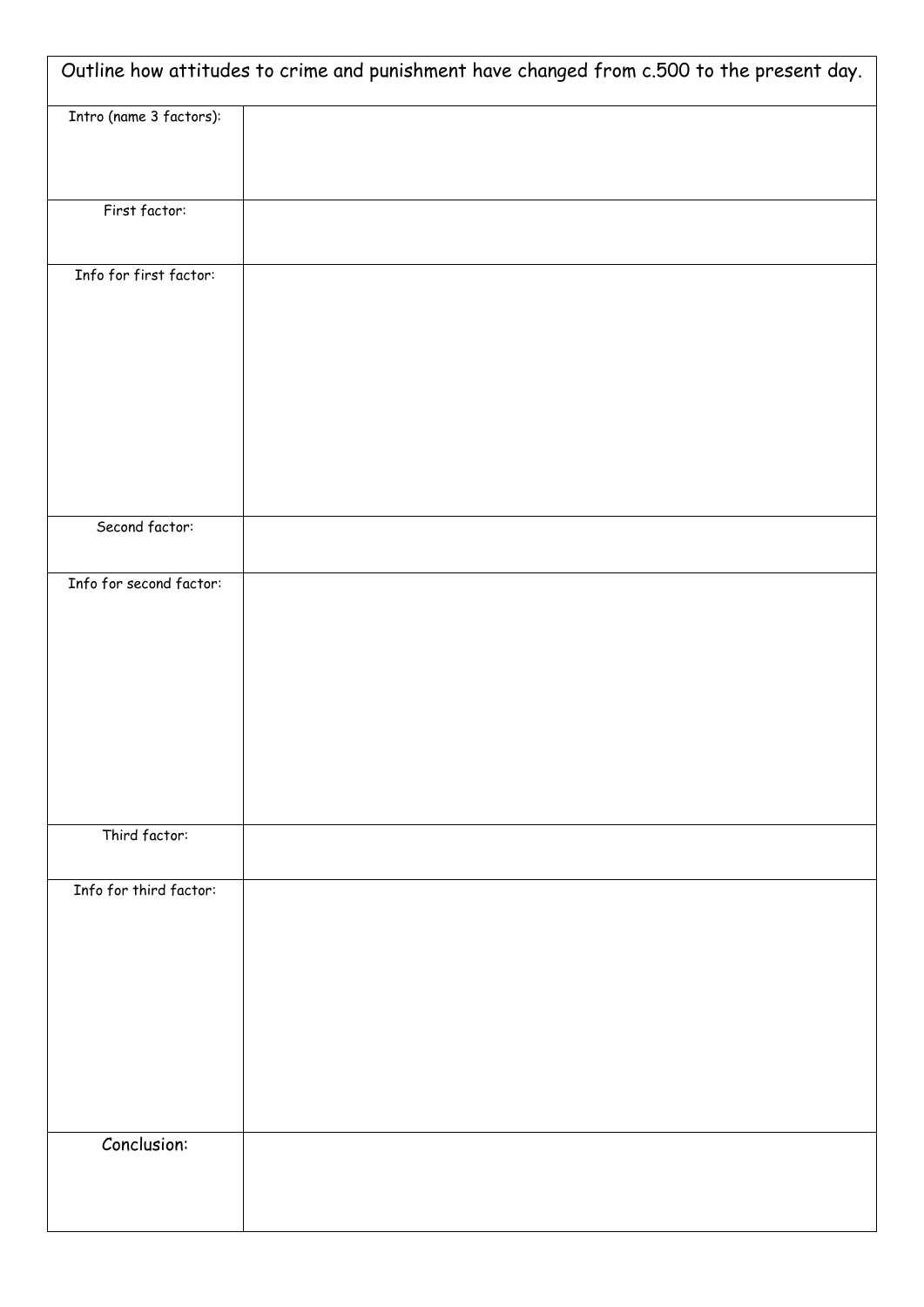| Outline how attitudes to crime and punishment have changed from c.500 to the present day. | |
|---|---|
| Intro (name 3 factors): | |
| First factor: | |
| Info for first factor: | |
| Second factor: | |
| Info for second factor: | |
| Third factor: | |
| Info for third factor: | |
| Conclusion: | |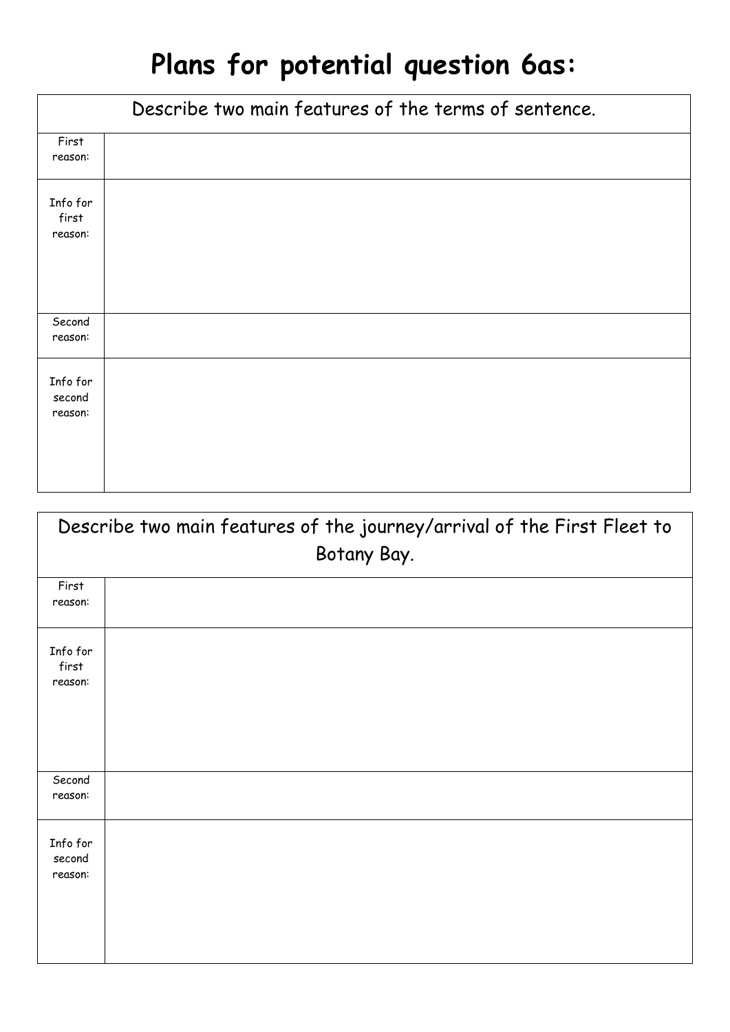# Plans for potential question 6as:

| Describe two main features of the terms of sentence. | |
|---|---|
| First reason: | |
| Info for first reason: | |
| Second reason: | |
| Info for second reason: | |

| Describe two main features of the journey/arrival of the First Fleet to Botany Bay. | |
|---|---|
| First reason: | |
| Info for first reason: | |
| Second reason: | |
| Info for second reason: | |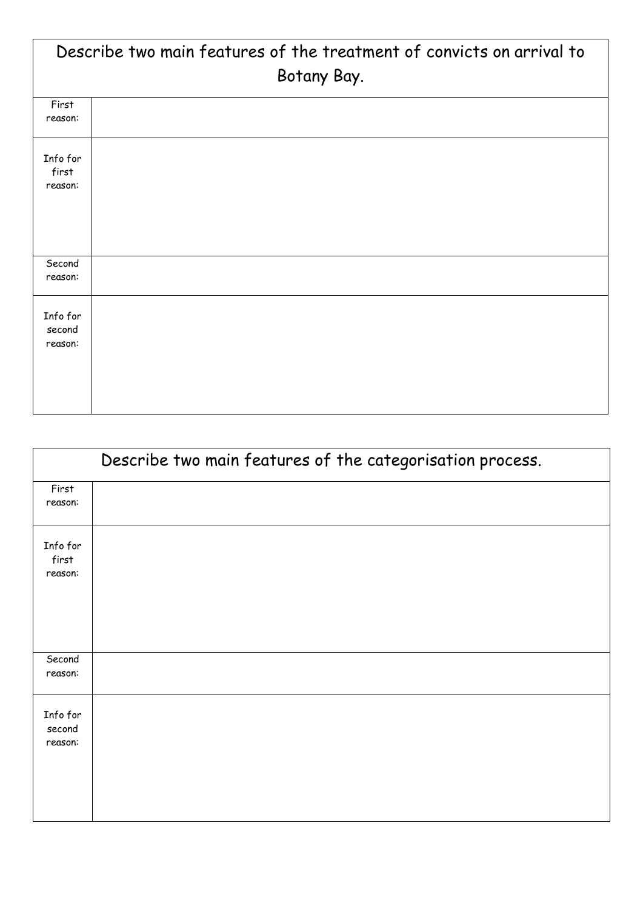| Describe two main features of the treatment of convicts on arrival to Botany Bay. | |
|---|---|
| First reason: | |
| Info for first reason: | |
| Second reason: | |
| Info for second reason: | |

| Describe two main features of the categorisation process. | |
|---|---|
| First reason: | |
| Info for first reason: | |
| Second reason: | |
| Info for second reason: | |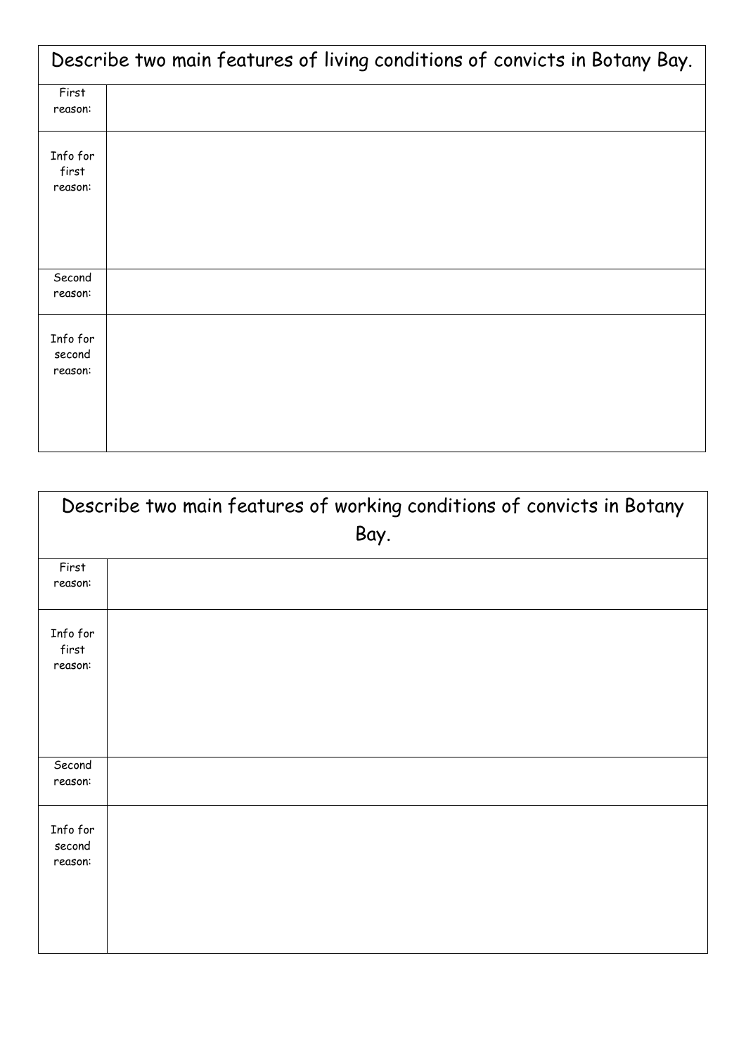| Describe two main features of living conditions of convicts in Botany Bay. | |
|---|---|
| First reason: | |
| Info for first reason: | |
| Second reason: | |
| Info for second reason: | |

| Describe two main features of working conditions of convicts in Botany Bay. | |
|---|---|
| First reason: | |
| Info for first reason: | |
| Second reason: | |
| Info for second reason: | |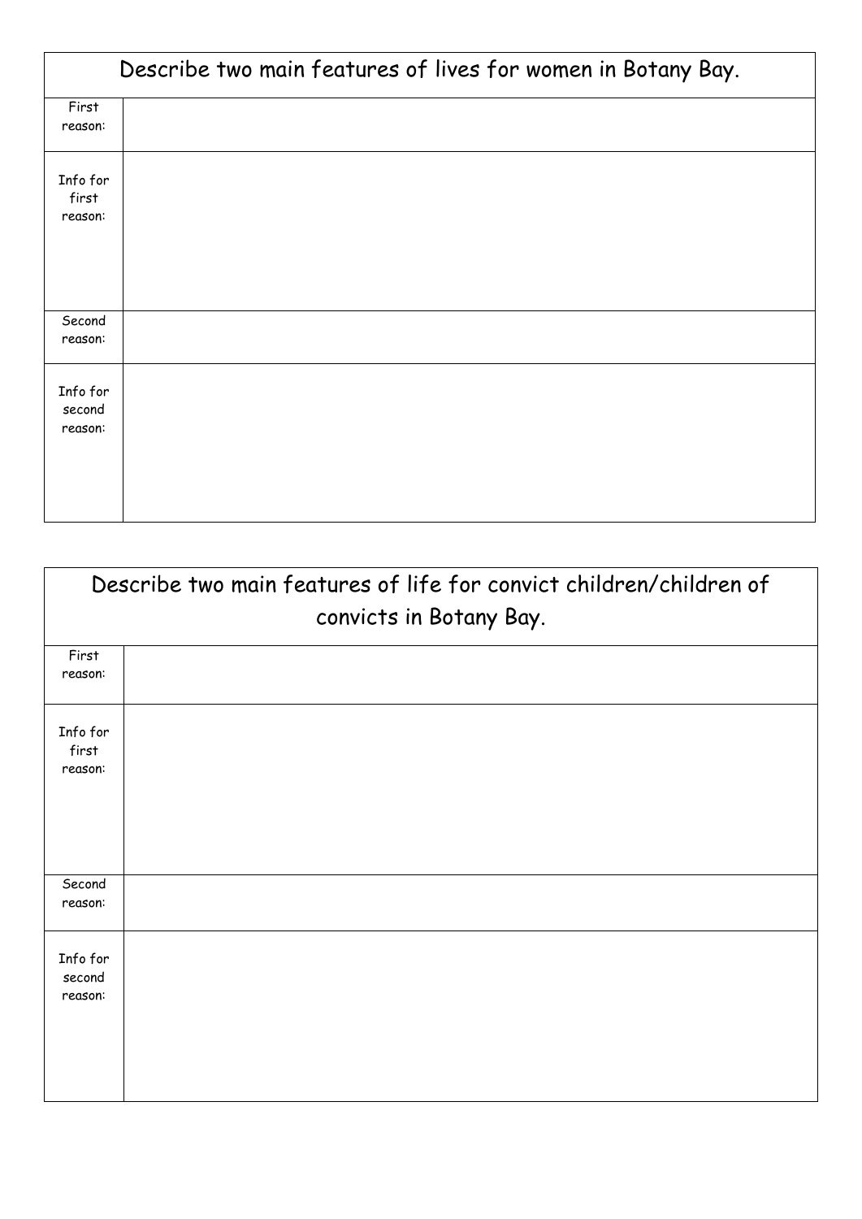| Describe two main features of lives for women in Botany Bay. | |
| --- | --- |
| First reason: | |
| Info for first reason: | |
| Second reason: | |
| Info for second reason: | |

| Describe two main features of life for convict children/children of convicts in Botany Bay. | |
| --- | --- |
| First reason: | |
| Info for first reason: | |
| Second reason: | |
| Info for second reason: | |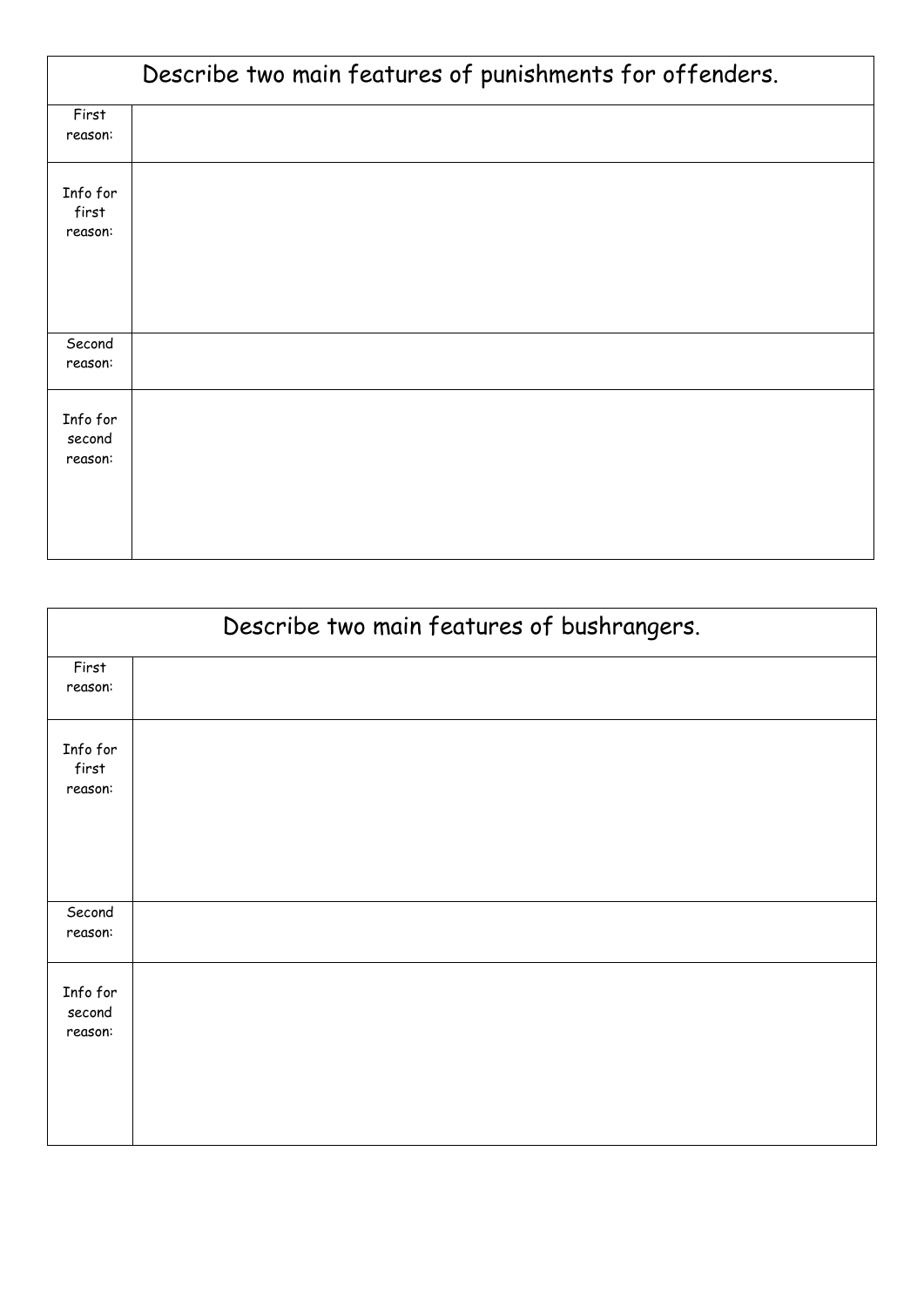| Describe two main features of punishments for offenders. | |
|---|---|
| First reason: | |
| Info for first reason: | |
| Second reason: | |
| Info for second reason: | |

| Describe two main features of bushrangers. | |
|---|---|
| First reason: | |
| Info for first reason: | |
| Second reason: | |
| Info for second reason: | |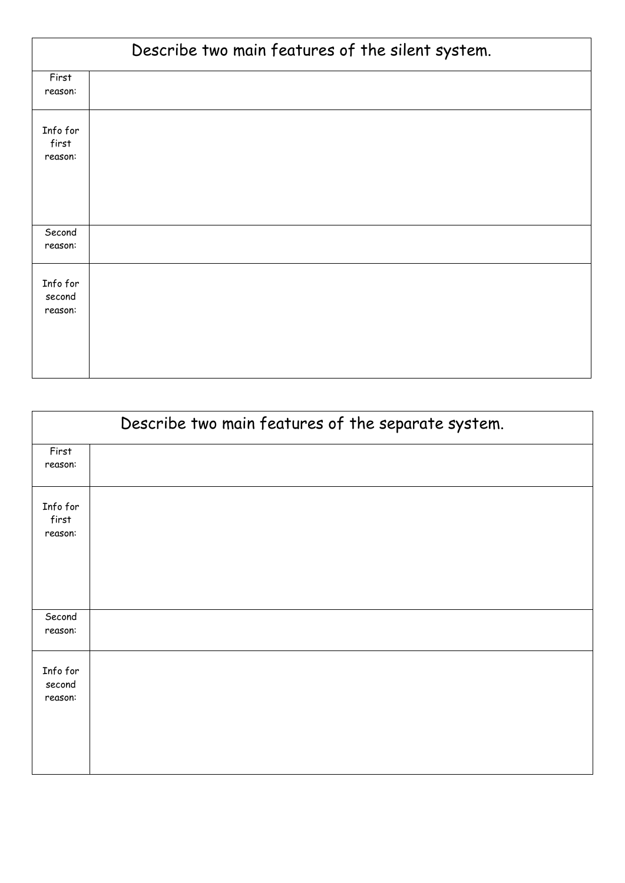| Describe two main features of the silent system. | |
|---|---|
| First reason: | |
| Info for first reason: | |
| Second reason: | |
| Info for second reason: | |

| Describe two main features of the separate system. | |
|---|---|
| First reason: | |
| Info for first reason: | |
| Second reason: | |
| Info for second reason: | |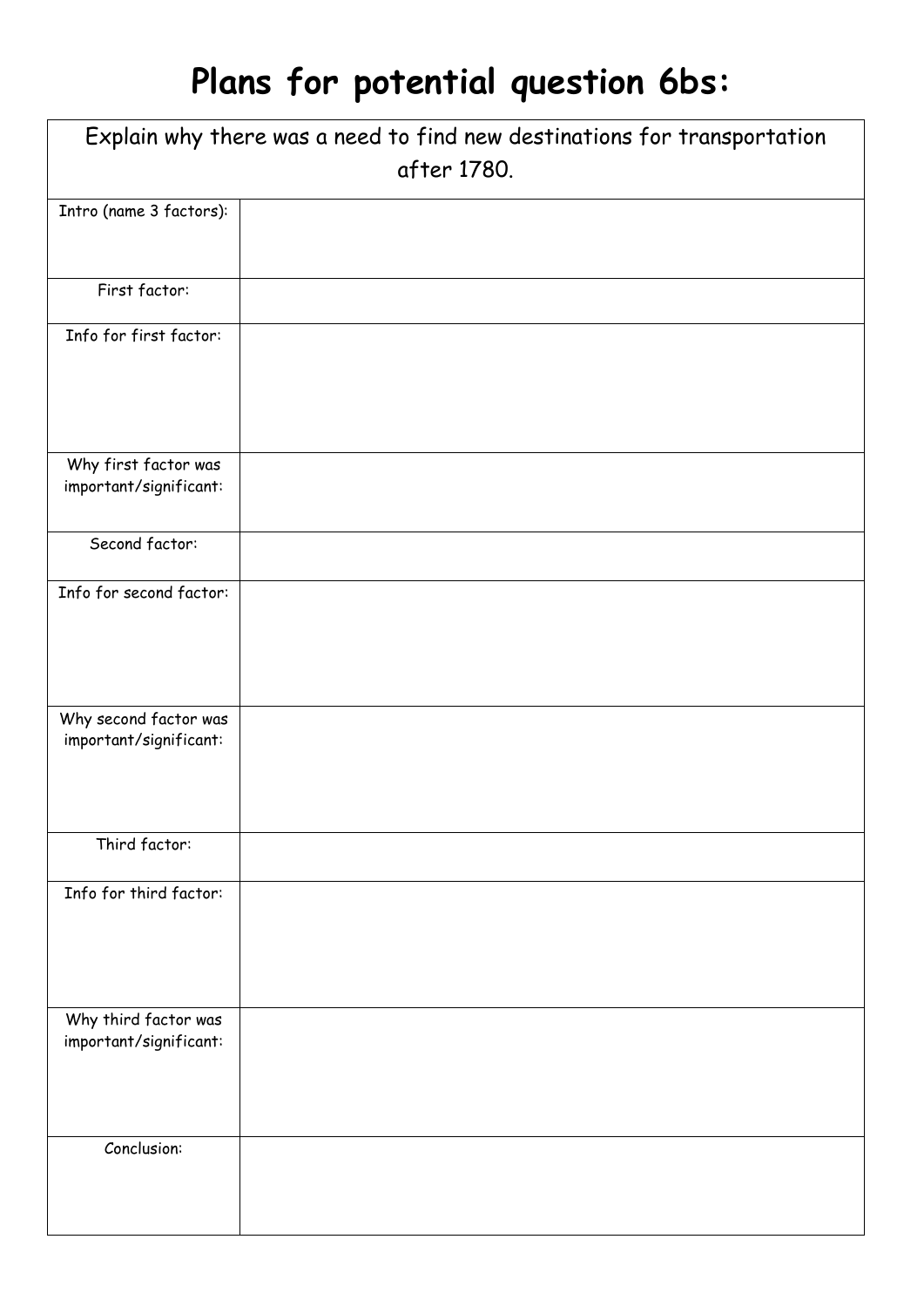# Plans for potential question 6bs:

| Explain why there was a need to find new destinations for transportation after 1780. | |
|---|---|
| Intro (name 3 factors): | |
| First factor: | |
| Info for first factor: | |
| Why first factor was important/significant: | |
| Second factor: | |
| Info for second factor: | |
| Why second factor was important/significant: | |
| Third factor: | |
| Info for third factor: | |
| Why third factor was important/significant: | |
| Conclusion: | |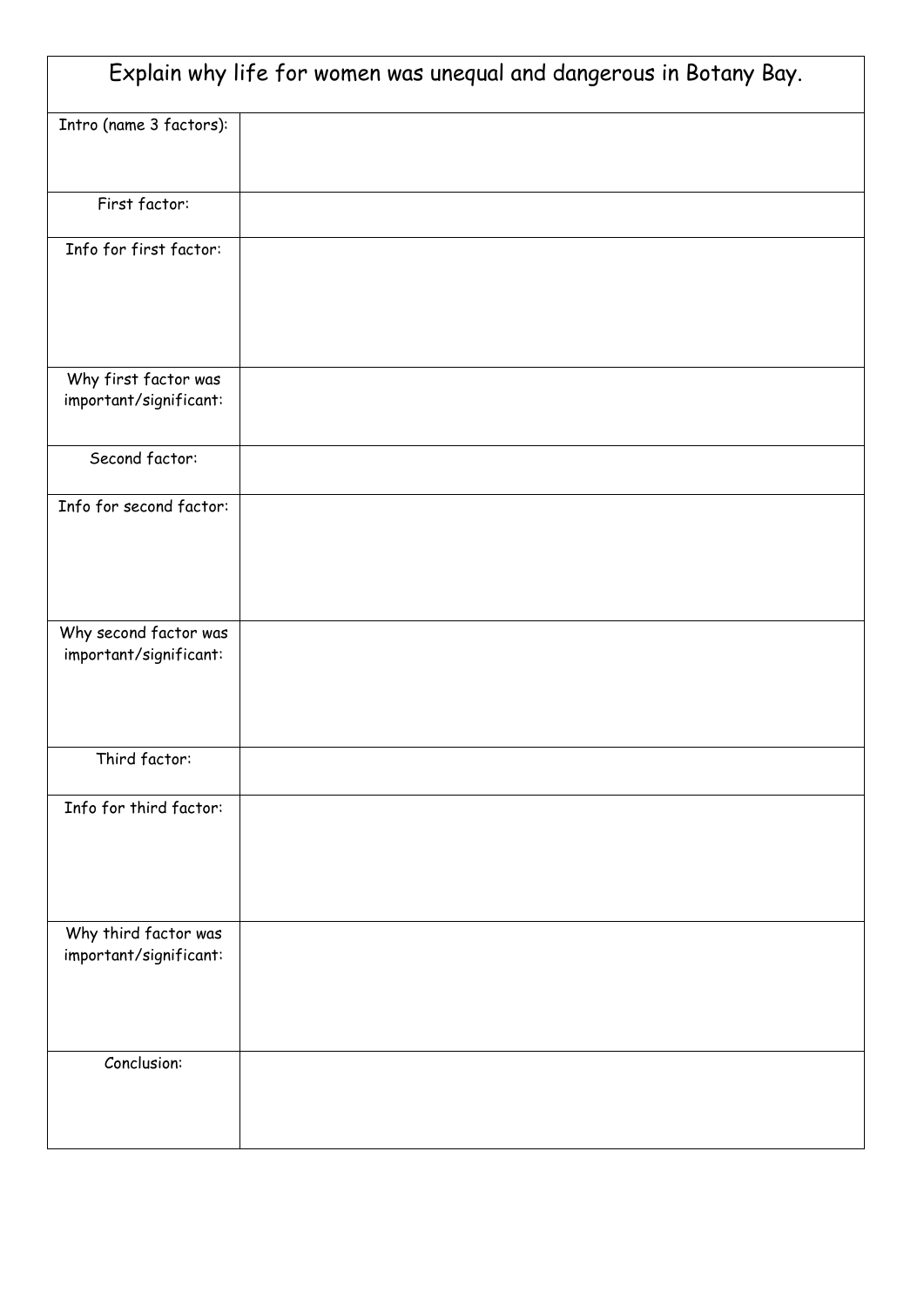| Explain why life for women was unequal and dangerous in Botany Bay. | |
|---|---|
| Intro (name 3 factors): | |
| First factor: | |
| Info for first factor: | |
| Why first factor was important/significant: | |
| Second factor: | |
| Info for second factor: | |
| Why second factor was important/significant: | |
| Third factor: | |
| Info for third factor: | |
| Why third factor was important/significant: | |
| Conclusion: | |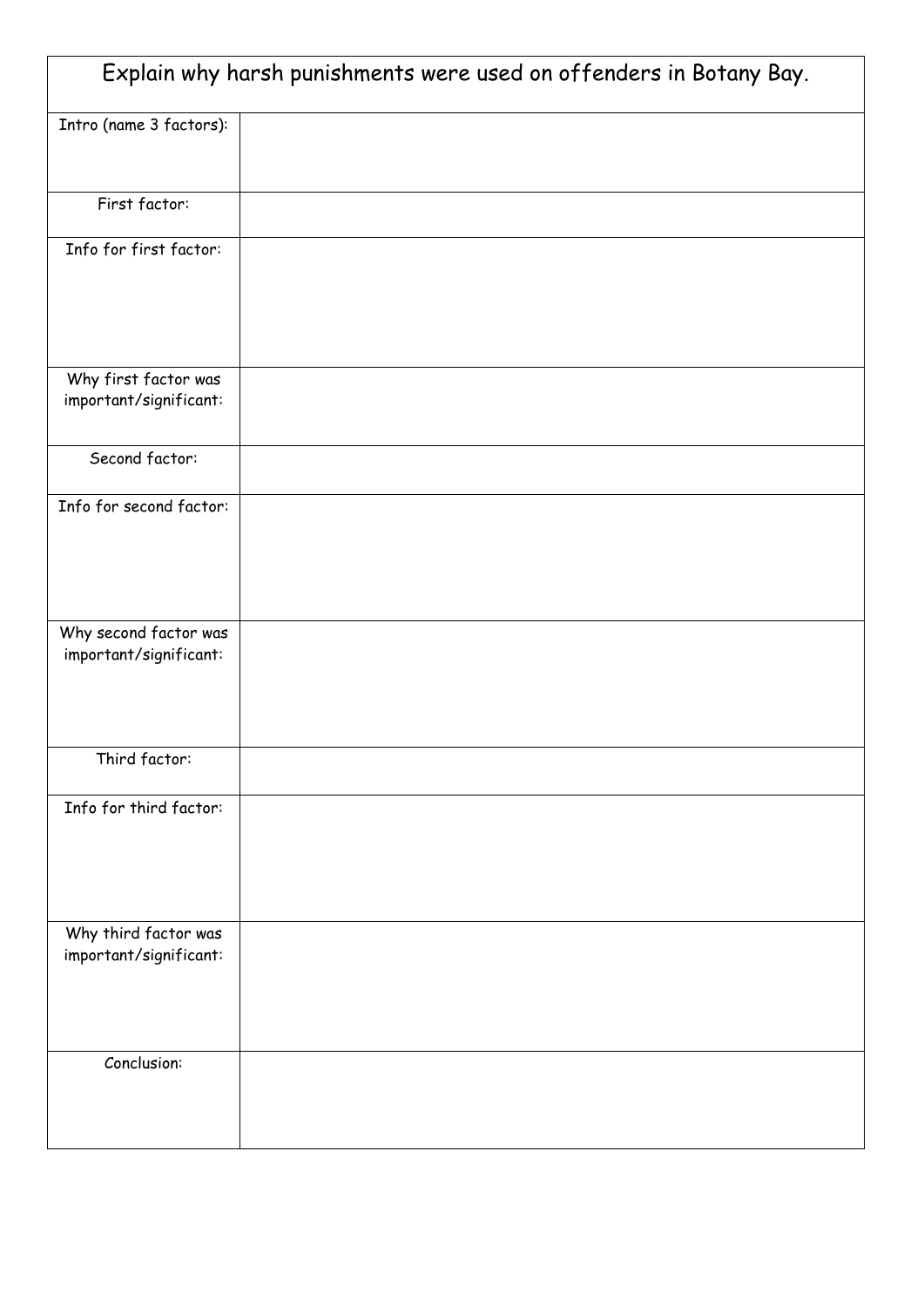| Explain why harsh punishments were used on offenders in Botany Bay. | |
| --- | --- |
| Intro (name 3 factors): | |
| First factor: | |
| Info for first factor: | |
| Why first factor was important/significant: | |
| Second factor: | |
| Info for second factor: | |
| Why second factor was important/significant: | |
| Third factor: | |
| Info for third factor: | |
| Why third factor was important/significant: | |
| Conclusion: | |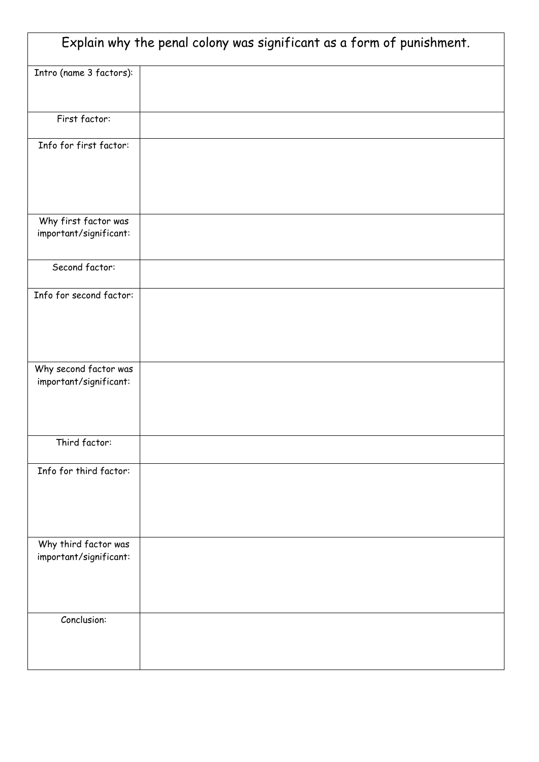| Explain why the penal colony was significant as a form of punishment. | |
|---|---|
| Intro (name 3 factors): | |
| First factor: | |
| Info for first factor: | |
| Why first factor was important/significant: | |
| Second factor: | |
| Info for second factor: | |
| Why second factor was important/significant: | |
| Third factor: | |
| Info for third factor: | |
| Why third factor was important/significant: | |
| Conclusion: | |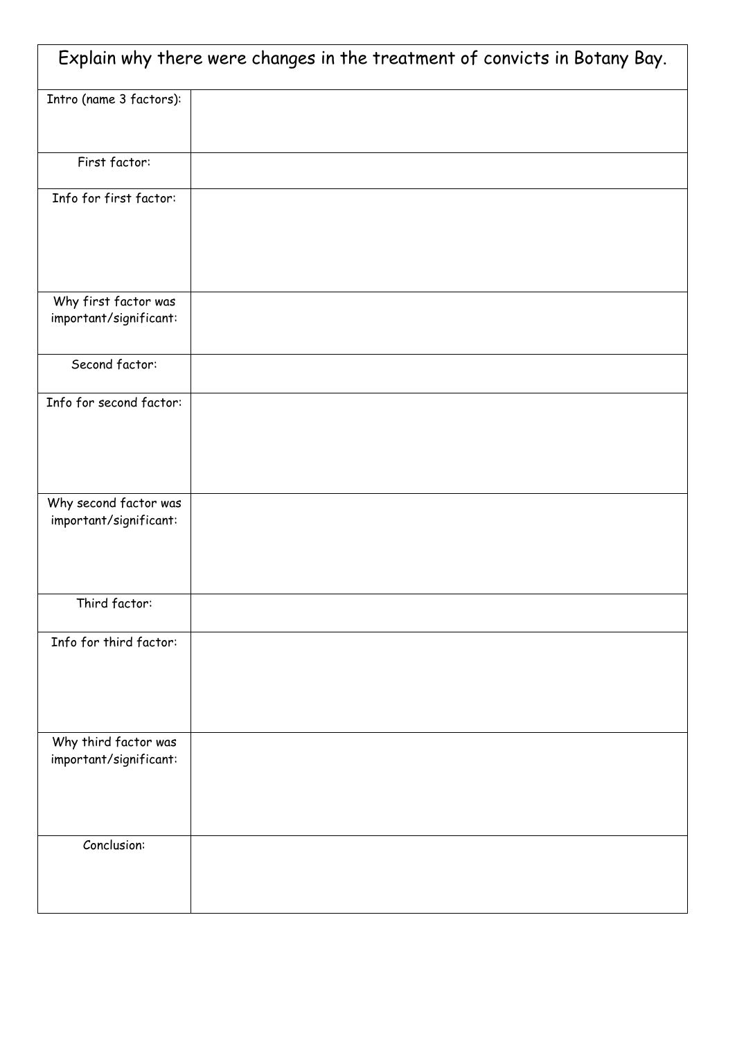| Explain why there were changes in the treatment of convicts in Botany Bay. | |
|---|---|
| Intro (name 3 factors): | |
| First factor: | |
| Info for first factor: | |
| Why first factor was important/significant: | |
| Second factor: | |
| Info for second factor: | |
| Why second factor was important/significant: | |
| Third factor: | |
| Info for third factor: | |
| Why third factor was important/significant: | |
| Conclusion: | |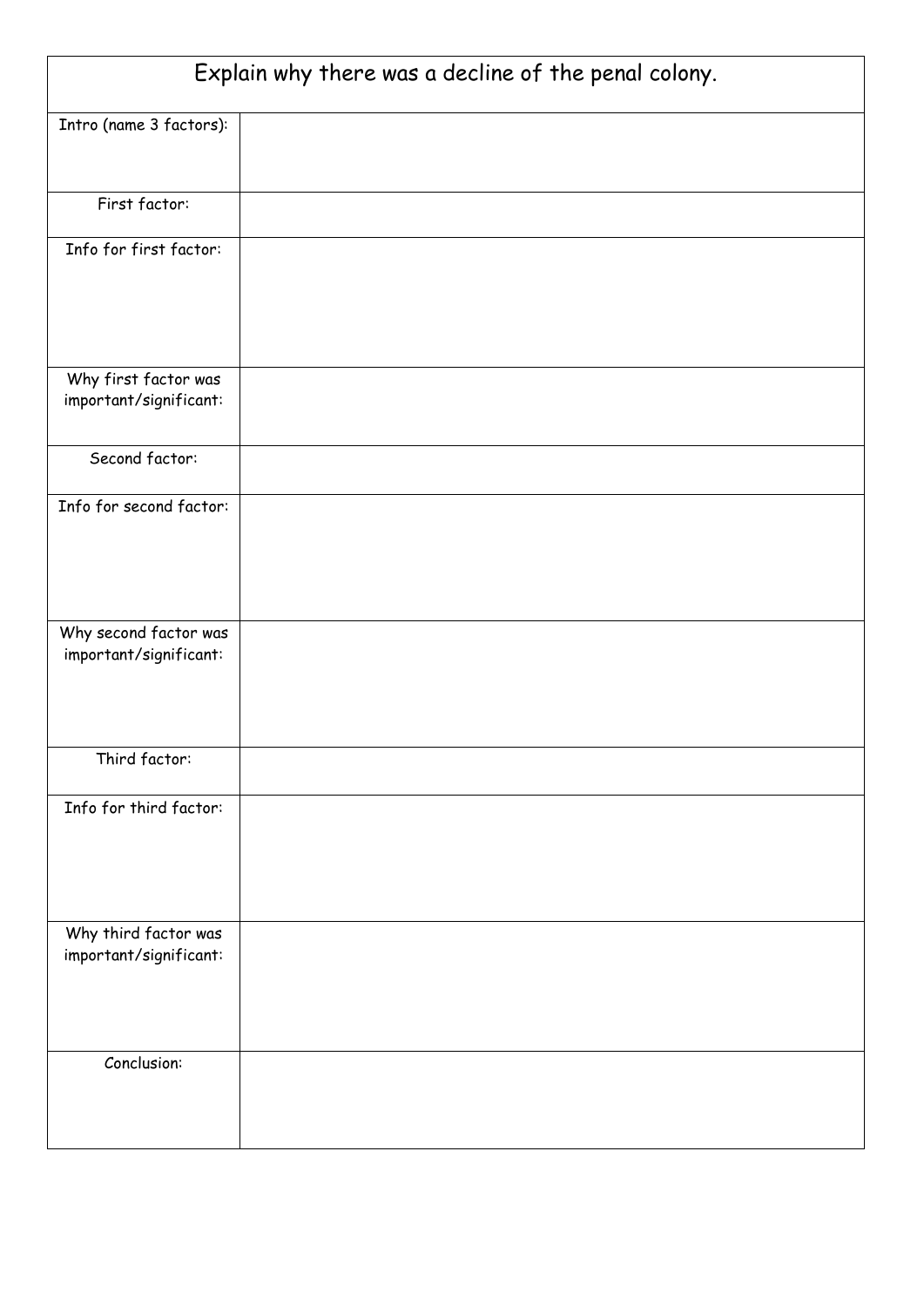| Explain why there was a decline of the penal colony. | |
|---|---|
| Intro (name 3 factors): | |
| First factor: | |
| Info for first factor: | |
| Why first factor was important/significant: | |
| Second factor: | |
| Info for second factor: | |
| Why second factor was important/significant: | |
| Third factor: | |
| Info for third factor: | |
| Why third factor was important/significant: | |
| Conclusion: | |